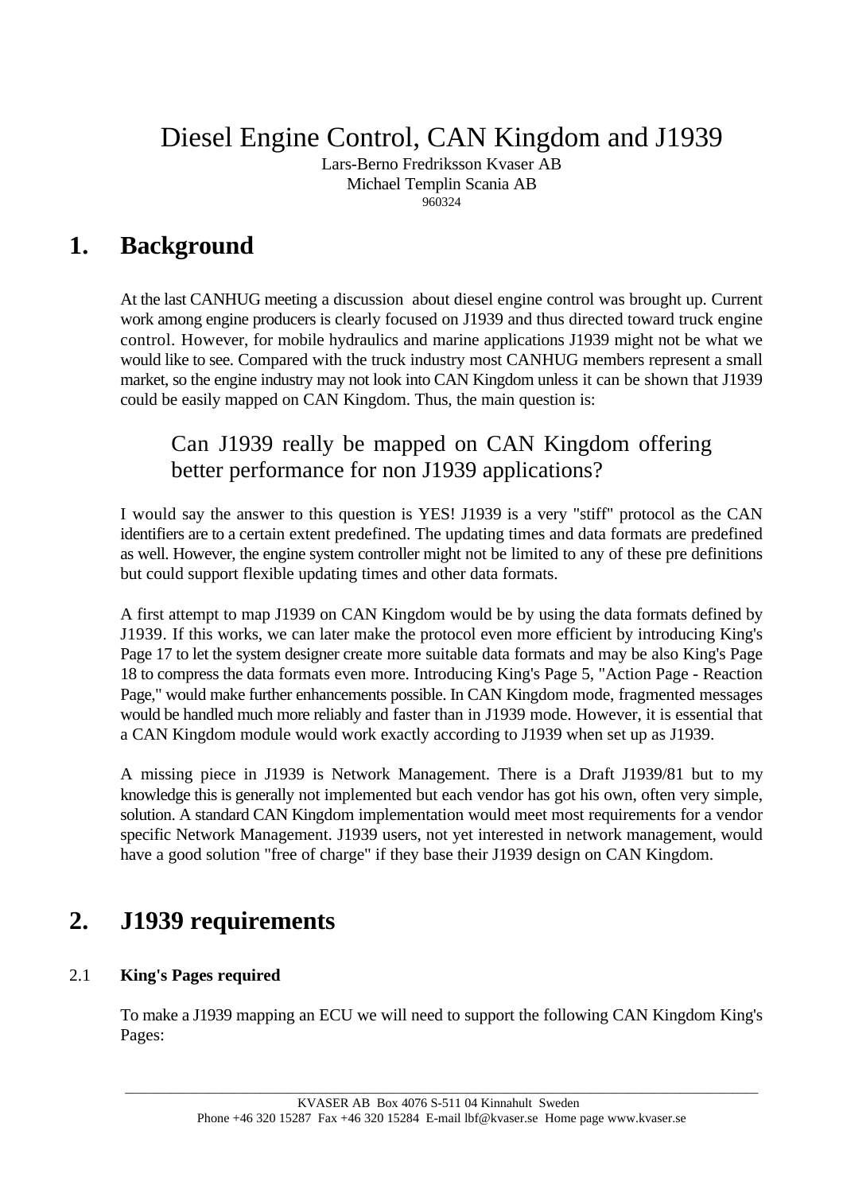# Diesel Engine Control, CAN Kingdom and J1939

Lars-Berno Fredriksson Kvaser AB
Michael Templin Scania AB
960324

## 1. Background

At the last CANHUG meeting a discussion about diesel engine control was brought up. Current work among engine producers is clearly focused on J1939 and thus directed toward truck engine control. However, for mobile hydraulics and marine applications J1939 might not be what we would like to see. Compared with the truck industry most CANHUG members represent a small market, so the engine industry may not look into CAN Kingdom unless it can be shown that J1939 could be easily mapped on CAN Kingdom. Thus, the main question is:

> Can J1939 really be mapped on CAN Kingdom offering better performance for non J1939 applications?

I would say the answer to this question is YES! J1939 is a very "stiff" protocol as the CAN identifiers are to a certain extent predefined. The updating times and data formats are predefined as well. However, the engine system controller might not be limited to any of these pre definitions but could support flexible updating times and other data formats.

A first attempt to map J1939 on CAN Kingdom would be by using the data formats defined by J1939. If this works, we can later make the protocol even more efficient by introducing King's Page 17 to let the system designer create more suitable data formats and may be also King's Page 18 to compress the data formats even more. Introducing King's Page 5, "Action Page - Reaction Page," would make further enhancements possible. In CAN Kingdom mode, fragmented messages would be handled much more reliably and faster than in J1939 mode. However, it is essential that a CAN Kingdom module would work exactly according to J1939 when set up as J1939.

A missing piece in J1939 is Network Management. There is a Draft J1939/81 but to my knowledge this is generally not implemented but each vendor has got his own, often very simple, solution. A standard CAN Kingdom implementation would meet most requirements for a vendor specific Network Management. J1939 users, not yet interested in network management, would have a good solution "free of charge" if they base their J1939 design on CAN Kingdom.

## 2. J1939 requirements

### 2.1 King's Pages required

To make a J1939 mapping an ECU we will need to support the following CAN Kingdom King's Pages: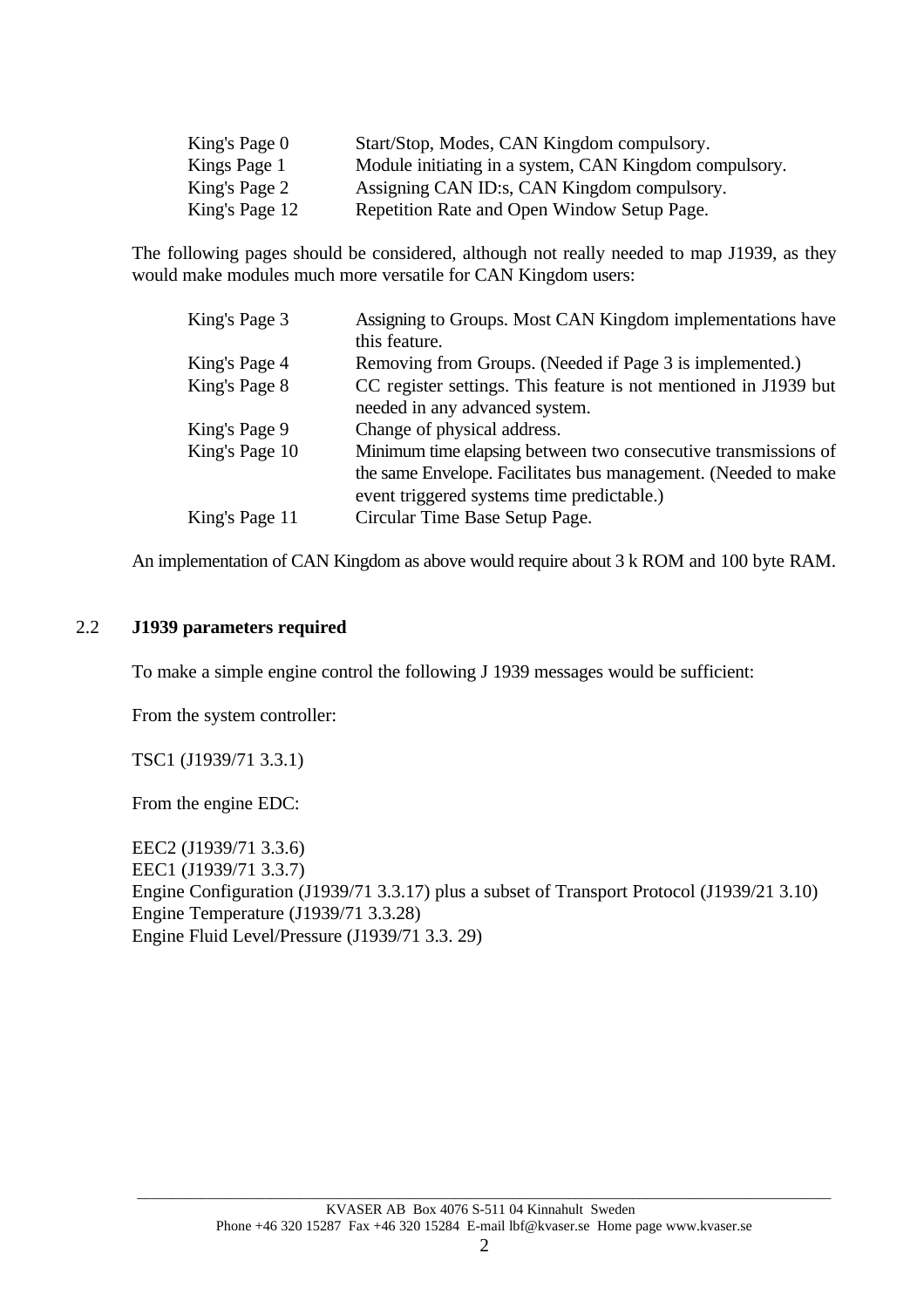| | |
|---|---|
| King's Page 0 | Start/Stop, Modes, CAN Kingdom compulsory. |
| Kings Page 1 | Module initiating in a system, CAN Kingdom compulsory. |
| King's Page 2 | Assigning CAN ID:s, CAN Kingdom compulsory. |
| King's Page 12 | Repetition Rate and Open Window Setup Page. |

The following pages should be considered, although not really needed to map J1939, as they would make modules much more versatile for CAN Kingdom users:

| | |
|---|---|
| King's Page 3 | Assigning to Groups. Most CAN Kingdom implementations have this feature. |
| King's Page 4 | Removing from Groups. (Needed if Page 3 is implemented.) |
| King's Page 8 | CC register settings. This feature is not mentioned in J1939 but needed in any advanced system. |
| King's Page 9 | Change of physical address. |
| King's Page 10 | Minimum time elapsing between two consecutive transmissions of the same Envelope. Facilitates bus management. (Needed to make event triggered systems time predictable.) |
| King's Page 11 | Circular Time Base Setup Page. |

An implementation of CAN Kingdom as above would require about 3 k ROM and 100 byte RAM.

## 2.2 J1939 parameters required

To make a simple engine control the following J 1939 messages would be sufficient:

From the system controller:

TSC1 (J1939/71 3.3.1)

From the engine EDC:

EEC2 (J1939/71 3.3.6)
EEC1 (J1939/71 3.3.7)
Engine Configuration (J1939/71 3.3.17) plus a subset of Transport Protocol (J1939/21 3.10)
Engine Temperature (J1939/71 3.3.28)
Engine Fluid Level/Pressure (J1939/71 3.3. 29)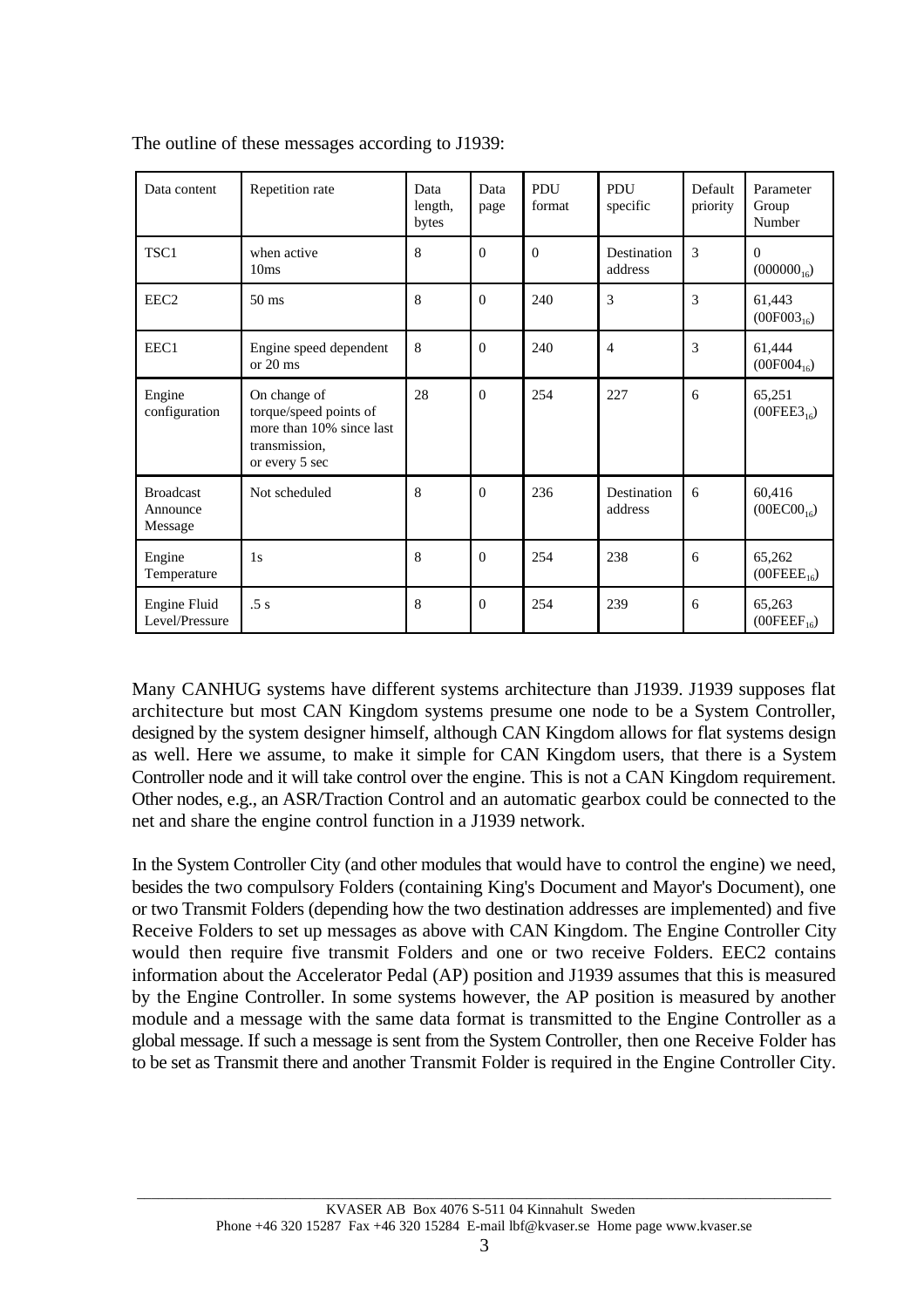The outline of these messages according to J1939:

| Data content | Repetition rate | Data length, bytes | Data page | PDU format | PDU specific | Default priority | Parameter Group Number |
|---|---|---|---|---|---|---|---|
| TSC1 | when active 10ms | 8 | 0 | 0 | Destination address | 3 | 0 ($000000_{16}$) |
| EEC2 | 50 ms | 8 | 0 | 240 | 3 | 3 | 61,443 ($00F003_{16}$) |
| EEC1 | Engine speed dependent or 20 ms | 8 | 0 | 240 | 4 | 3 | 61,444 ($00F004_{16}$) |
| Engine configuration | On change of torque/speed points of more than 10% since last transmission, or every 5 sec | 28 | 0 | 254 | 227 | 6 | 65,251 ($00FEE3_{16}$) |
| Broadcast Announce Message | Not scheduled | 8 | 0 | 236 | Destination address | 6 | 60,416 ($00EC00_{16}$) |
| Engine Temperature | 1s | 8 | 0 | 254 | 238 | 6 | 65,262 ($00FEEE_{16}$) |
| Engine Fluid Level/Pressure | .5 s | 8 | 0 | 254 | 239 | 6 | 65,263 ($00FEEF_{16}$) |

Many CANHUG systems have different systems architecture than J1939. J1939 supposes flat architecture but most CAN Kingdom systems presume one node to be a System Controller, designed by the system designer himself, although CAN Kingdom allows for flat systems design as well. Here we assume, to make it simple for CAN Kingdom users, that there is a System Controller node and it will take control over the engine. This is not a CAN Kingdom requirement. Other nodes, e.g., an ASR/Traction Control and an automatic gearbox could be connected to the net and share the engine control function in a J1939 network.

In the System Controller City (and other modules that would have to control the engine) we need, besides the two compulsory Folders (containing King's Document and Mayor's Document), one or two Transmit Folders (depending how the two destination addresses are implemented) and five Receive Folders to set up messages as above with CAN Kingdom. The Engine Controller City would then require five transmit Folders and one or two receive Folders. EEC2 contains information about the Accelerator Pedal (AP) position and J1939 assumes that this is measured by the Engine Controller. In some systems however, the AP position is measured by another module and a message with the same data format is transmitted to the Engine Controller as a global message. If such a message is sent from the System Controller, then one Receive Folder has to be set as Transmit there and another Transmit Folder is required in the Engine Controller City.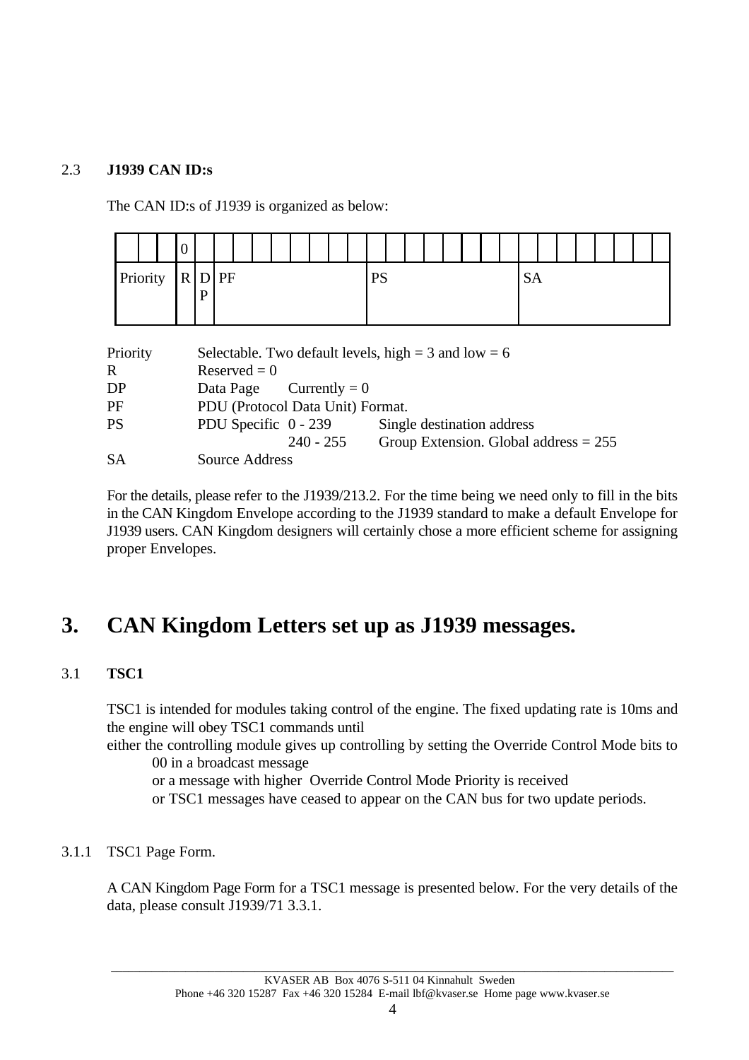### 2.3 **J1939 CAN ID:s**

The CAN ID:s of J1939 is organized as below:

| | | | | | | | | | | | | | | | | | | | | | | | | | | | | |
|---|---|---|---|---|---|---|---|---|---|---|---|---|---|---|---|---|---|---|---|---|---|---|---|---|---|---|---|---|
| | | | 0 | | | | | | | | | | | | | | | | | | | | | | | | | |
| Priority | | | R | DP | PF | | | | | | | | PS | | | | | | | | SA | | | | | | | |

| | |
|---|---|
| Priority | Selectable. Two default levels, high = 3 and low = 6 |
| R | Reserved = 0 |
| DP | Data Page    Currently = 0 |
| PF | PDU (Protocol Data Unit) Format. |
| PS | PDU Specific 0 - 239    Single destination address |
| | 240 - 255    Group Extension. Global address = 255 |
| SA | Source Address |

For the details, please refer to the J1939/213.2. For the time being we need only to fill in the bits in the CAN Kingdom Envelope according to the J1939 standard to make a default Envelope for J1939 users. CAN Kingdom designers will certainly chose a more efficient scheme for assigning proper Envelopes.

# 3. CAN Kingdom Letters set up as J1939 messages.

### 3.1 **TSC1**

TSC1 is intended for modules taking control of the engine. The fixed updating rate is 10ms and the engine will obey TSC1 commands until

either the controlling module gives up controlling by setting the Override Control Mode bits to 00 in a broadcast message
or a message with higher Override Control Mode Priority is received
or TSC1 messages have ceased to appear on the CAN bus for two update periods.

#### 3.1.1 TSC1 Page Form.

A CAN Kingdom Page Form for a TSC1 message is presented below. For the very details of the data, please consult J1939/71 3.3.1.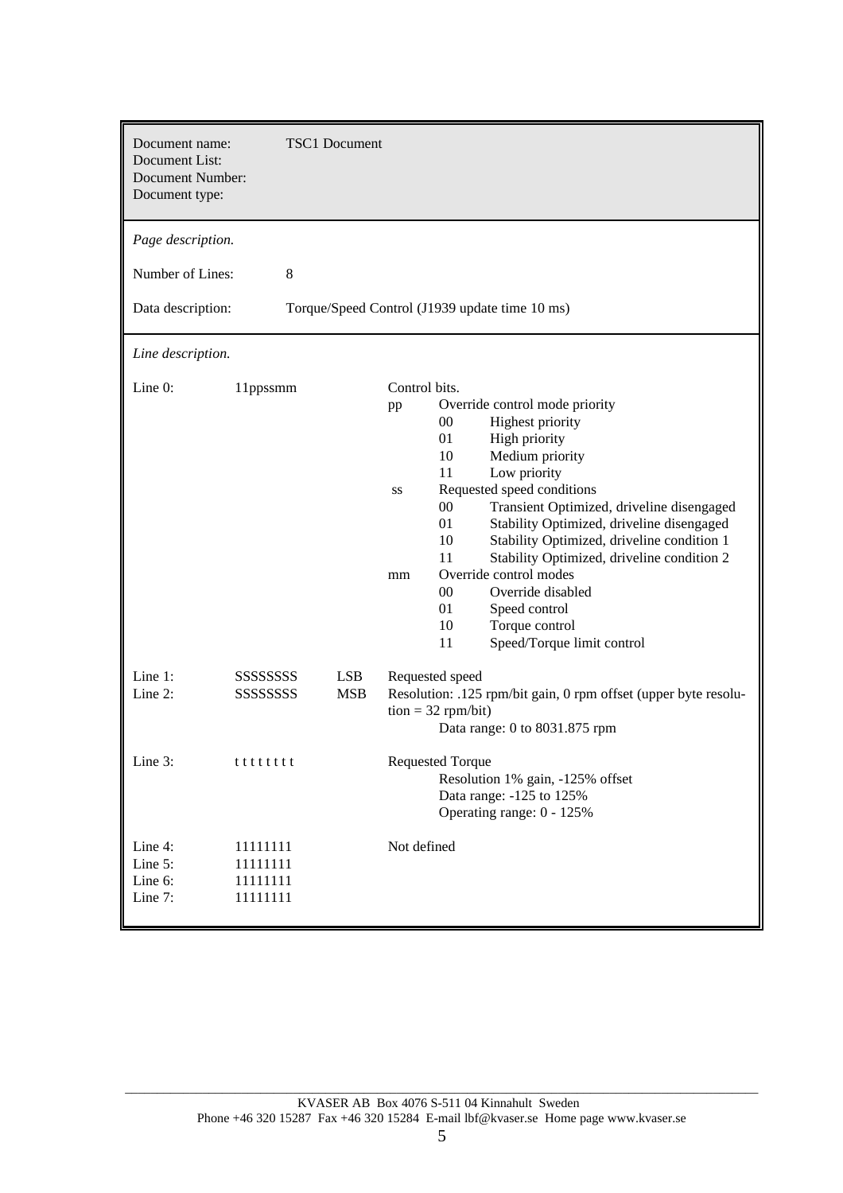| | |
|---|---|
| Document name: | TSC1 Document |
| Document List: | |
| Document Number: | |
| Document type: | |

*Page description.*

Number of Lines: 8

Data description: Torque/Speed Control (J1939 update time 10 ms)

*Line description.*

| Line | Bits | | Description |
|---|---|---|---|
| Line 0: | 11ppssmm | | Control bits.<br>pp Override control mode priority<br>00 Highest priority<br>01 High priority<br>10 Medium priority<br>11 Low priority<br>ss Requested speed conditions<br>00 Transient Optimized, driveline disengaged<br>01 Stability Optimized, driveline disengaged<br>10 Stability Optimized, driveline condition 1<br>11 Stability Optimized, driveline condition 2<br>mm Override control modes<br>00 Override disabled<br>01 Speed control<br>10 Torque control<br>11 Speed/Torque limit control |
| Line 1: | SSSSSSSS | LSB | Requested speed |
| Line 2: | SSSSSSSS | MSB | Resolution: .125 rpm/bit gain, 0 rpm offset (upper byte resolution = 32 rpm/bit)<br>Data range: 0 to 8031.875 rpm |
| Line 3: | t t t t t t t t | | Requested Torque<br>Resolution 1% gain, -125% offset<br>Data range: -125 to 125%<br>Operating range: 0 - 125% |
| Line 4: | 11111111 | | Not defined |
| Line 5: | 11111111 | | |
| Line 6: | 11111111 | | |
| Line 7: | 11111111 | | |

KVASER AB Box 4076 S-511 04 Kinnahult Sweden
Phone +46 320 15287 Fax +46 320 15284 E-mail lbf@kvaser.se Home page www.kvaser.se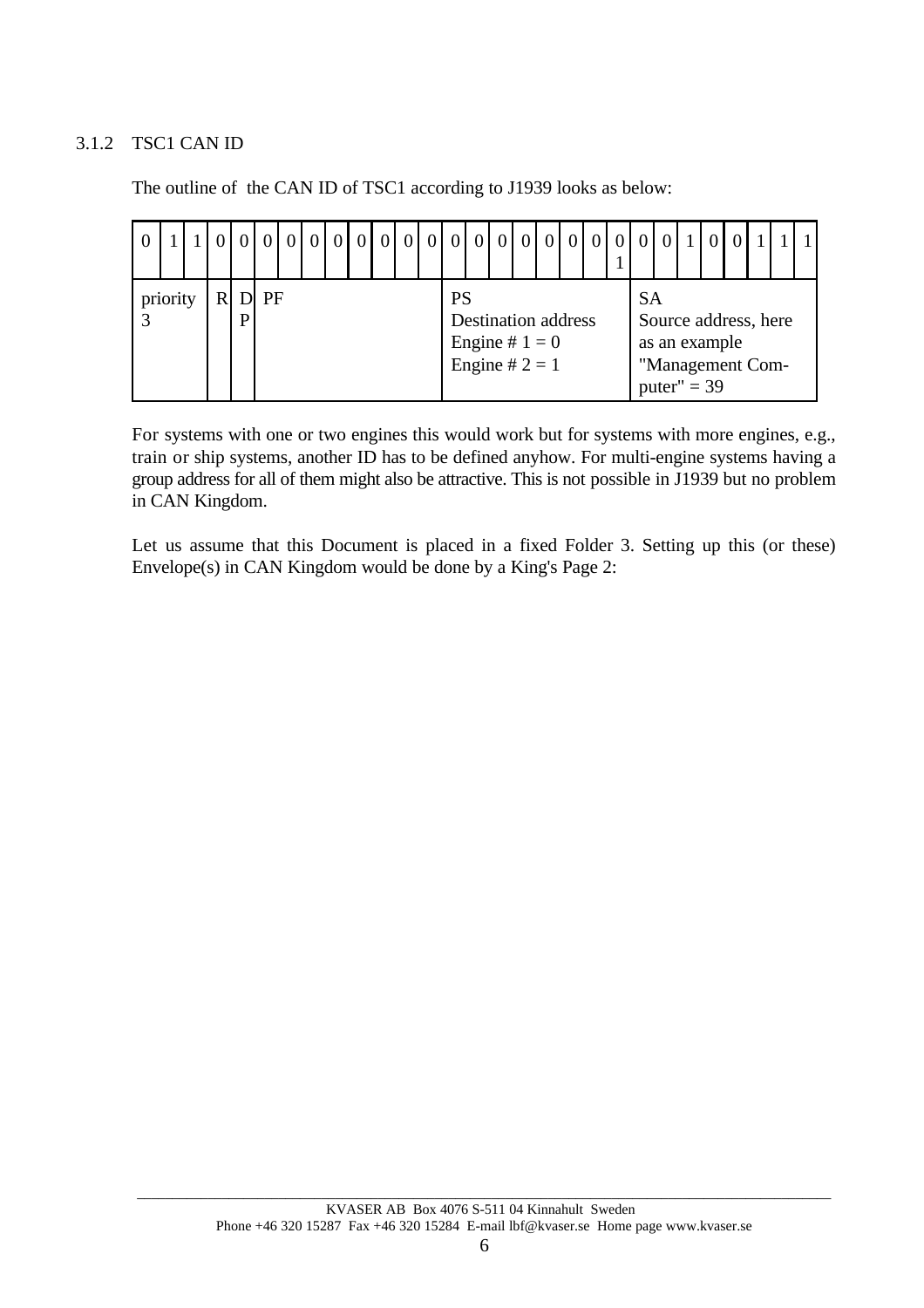### 3.1.2 TSC1 CAN ID

The outline of the CAN ID of TSC1 according to J1939 looks as below:

| 0 | 1 | 1 | 0 | 0 | 0 | 0 | 0 | 0 | 0 | 0 | 0 | 0 | 0 | 0 | 0 | 0 | 0 | 0 | 0 | 0 | 0/1 | 0 | 0 | 1 | 0 | 0 | 1 | 1 | 1 |
|---|---|---|---|---|---|---|---|---|---|---|---|---|---|---|---|---|---|---|---|---|---|---|---|---|---|---|---|---|---|
| priority 3 | | | R | DP | PF | | | | | | | | PS Destination address Engine # 1 = 0 Engine # 2 = 1 | | | | | | | | SA Source address, here as an example "Management Computer" = 39 | | | | | | | |

For systems with one or two engines this would work but for systems with more engines, e.g., train or ship systems, another ID has to be defined anyhow. For multi-engine systems having a group address for all of them might also be attractive. This is not possible in J1939 but no problem in CAN Kingdom.

Let us assume that this Document is placed in a fixed Folder 3. Setting up this (or these) Envelope(s) in CAN Kingdom would be done by a King's Page 2: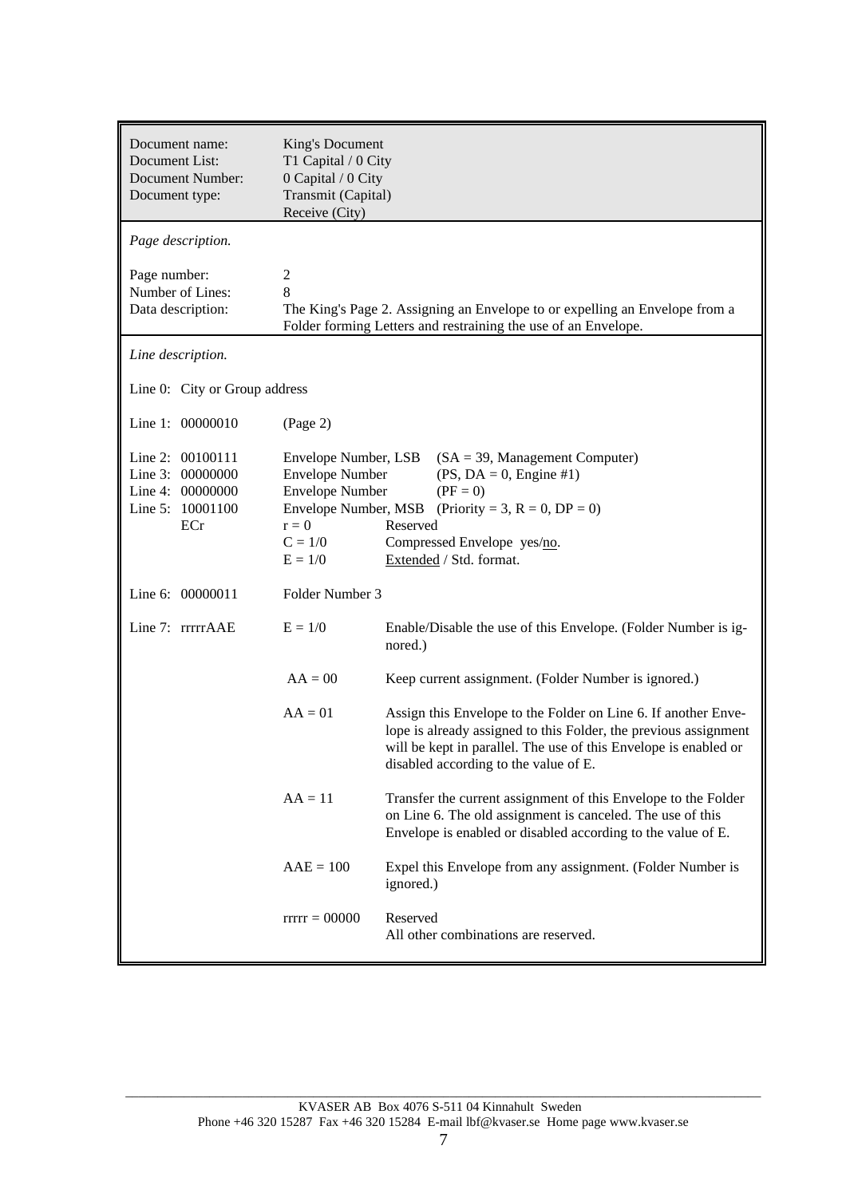| | |
|---|---|
| Document name: | King's Document |
| Document List: | T1 Capital / 0 City |
| Document Number: | 0 Capital / 0 City |
| Document type: | Transmit (Capital)<br>Receive (City) |

*Page description.*

| | |
|---|---|
| Page number: | 2 |
| Number of Lines: | 8 |
| Data description: | The King's Page 2. Assigning an Envelope to or expelling an Envelope from a Folder forming Letters and restraining the use of an Envelope. |

*Line description.*

Line 0: City or Group address

| Line | Value | Field | Description |
|---|---|---|---|
| Line 1: | 00000010 | (Page 2) | |
| Line 2: | 00100111 | Envelope Number, LSB | (SA = 39, Management Computer) |
| Line 3: | 00000000 | Envelope Number | (PS, DA = 0, Engine #1) |
| Line 4: | 00000000 | Envelope Number | (PF = 0) |
| Line 5: | 10001100 | Envelope Number, MSB | (Priority = 3, R = 0, DP = 0) |
| | ECr | r = 0 | Reserved |
| | | C = 1/0 | Compressed Envelope yes/<u>no</u>. |
| | | E = 1/0 | <u>Extended</u> / Std. format. |
| Line 6: | 00000011 | Folder Number 3 | |
| Line 7: | rrrrrAAE | E = 1/0 | Enable/Disable the use of this Envelope. (Folder Number is ignored.) |
| | | AA = 00 | Keep current assignment. (Folder Number is ignored.) |
| | | AA = 01 | Assign this Envelope to the Folder on Line 6. If another Envelope is already assigned to this Folder, the previous assignment will be kept in parallel. The use of this Envelope is enabled or disabled according to the value of E. |
| | | AA = 11 | Transfer the current assignment of this Envelope to the Folder on Line 6. The old assignment is canceled. The use of this Envelope is enabled or disabled according to the value of E. |
| | | AAE = 100 | Expel this Envelope from any assignment. (Folder Number is ignored.) |
| | | rrrrr = 00000 | Reserved<br>All other combinations are reserved. |

KVASER AB Box 4076 S-511 04 Kinnahult Sweden
Phone +46 320 15287 Fax +46 320 15284 E-mail lbf@kvaser.se Home page www.kvaser.se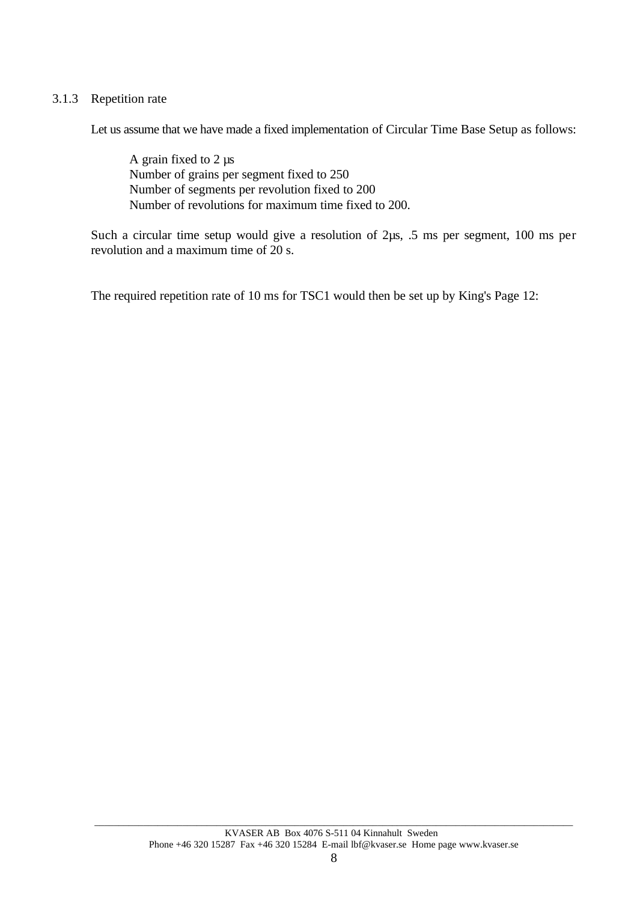### 3.1.3 Repetition rate

Let us assume that we have made a fixed implementation of Circular Time Base Setup as follows:

A grain fixed to 2 µs
Number of grains per segment fixed to 250
Number of segments per revolution fixed to 200
Number of revolutions for maximum time fixed to 200.

Such a circular time setup would give a resolution of 2µs, .5 ms per segment, 100 ms per revolution and a maximum time of 20 s.

The required repetition rate of 10 ms for TSC1 would then be set up by King's Page 12: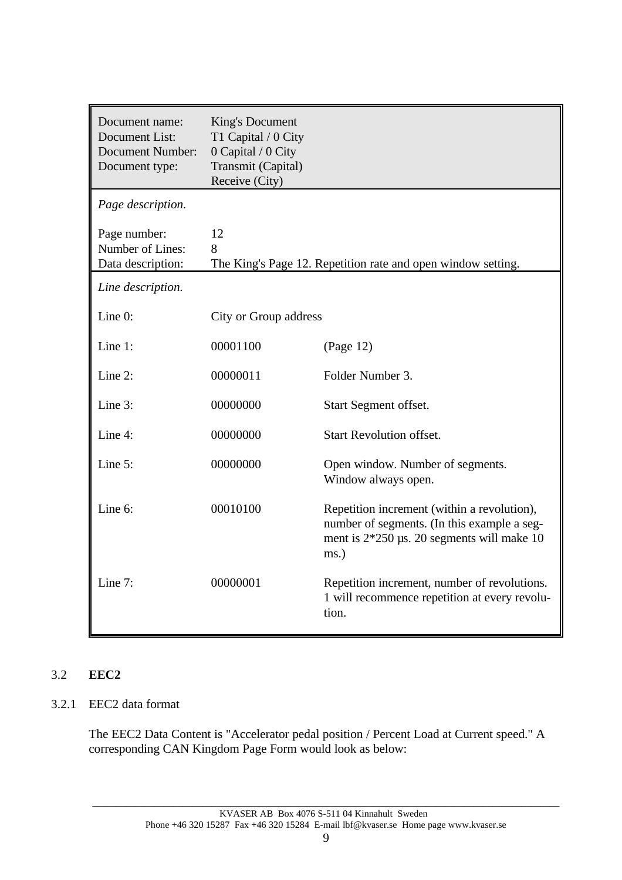| Document name: | King's Document | |
|---|---|---|
| Document List: | T1 Capital / 0 City | |
| Document Number: | 0 Capital / 0 City | |
| Document type: | Transmit (Capital)<br>Receive (City) | |
| *Page description.* | | |
| Page number: | 12 | |
| Number of Lines: | 8 | |
| Data description: | The King's Page 12. Repetition rate and open window setting. | |
| *Line description.* | | |
| Line 0: | City or Group address | |
| Line 1: | 00001100 | (Page 12) |
| Line 2: | 00000011 | Folder Number 3. |
| Line 3: | 00000000 | Start Segment offset. |
| Line 4: | 00000000 | Start Revolution offset. |
| Line 5: | 00000000 | Open window. Number of segments. Window always open. |
| Line 6: | 00010100 | Repetition increment (within a revolution), number of segments. (In this example a segment is 2*250 µs. 20 segments will make 10 ms.) |
| Line 7: | 00000001 | Repetition increment, number of revolutions. 1 will recommence repetition at every revolution. |

## 3.2 EEC2

### 3.2.1 EEC2 data format

The EEC2 Data Content is "Accelerator pedal position / Percent Load at Current speed." A corresponding CAN Kingdom Page Form would look as below: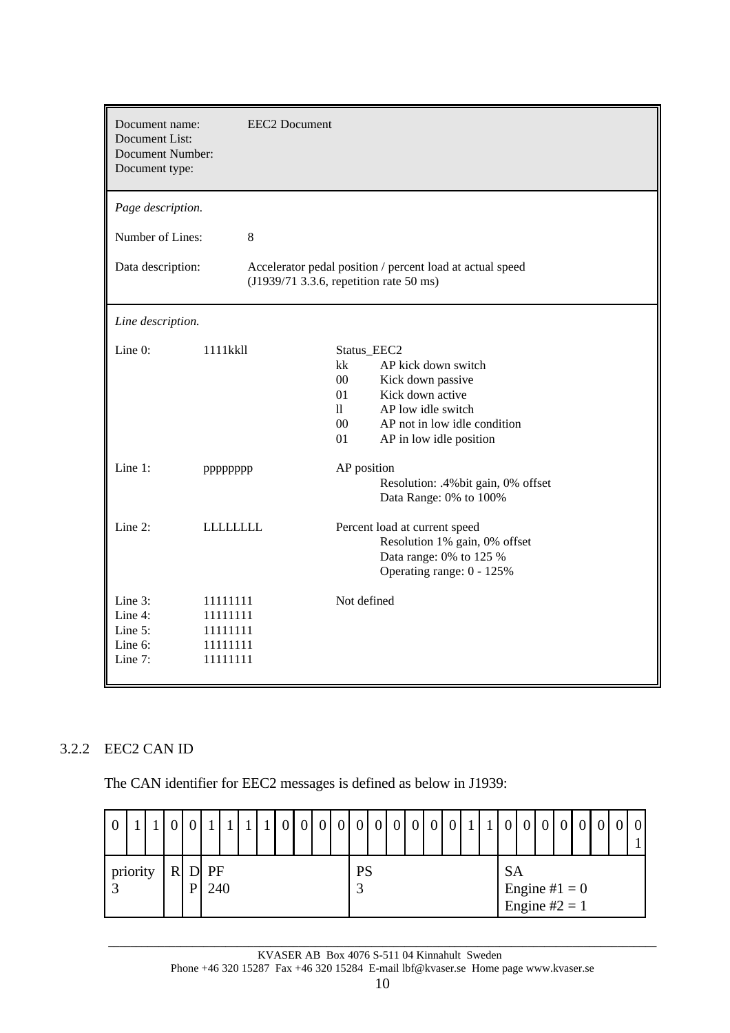| Document name: | EEC2 Document |
|---|---|
| Document List: | |
| Document Number: | |
| Document type: | |

*Page description.*

Number of Lines: 8

Data description: Accelerator pedal position / percent load at actual speed (J1939/71 3.3.6, repetition rate 50 ms)

*Line description.*

| Line | Bits | Description |
|---|---|---|
| Line 0: | 1111kkll | Status_EEC2<br>kk AP kick down switch<br>00 Kick down passive<br>01 Kick down active<br>ll AP low idle switch<br>00 AP not in low idle condition<br>01 AP in low idle position |
| Line 1: | pppppppp | AP position<br>Resolution: .4%bit gain, 0% offset<br>Data Range: 0% to 100% |
| Line 2: | LLLLLLLL | Percent load at current speed<br>Resolution 1% gain, 0% offset<br>Data range: 0% to 125 %<br>Operating range: 0 - 125% |
| Line 3: | 11111111 | Not defined |
| Line 4: | 11111111 | |
| Line 5: | 11111111 | |
| Line 6: | 11111111 | |
| Line 7: | 11111111 | |

### 3.2.2 EEC2 CAN ID

The CAN identifier for EEC2 messages is defined as below in J1939:

| 0 | 1 | 1 | 0 | 0 | 1 | 1 | 1 | 1 | 0 | 0 | 0 | 0 | 0 | 0 | 0 | 0 | 0 | 0 | 1 | 1 | 0 | 0 | 0 | 0 | 0 | 0 | 0 | 0 1 |
|---|---|---|---|---|---|---|---|---|---|---|---|---|---|---|---|---|---|---|---|---|---|---|---|---|---|---|---|---|
| priority 3 | | | R | DP | PF 240 | | | | | | | | PS 3 | | | | | | | | SA Engine #1 = 0 Engine #2 = 1 | | | | | | | |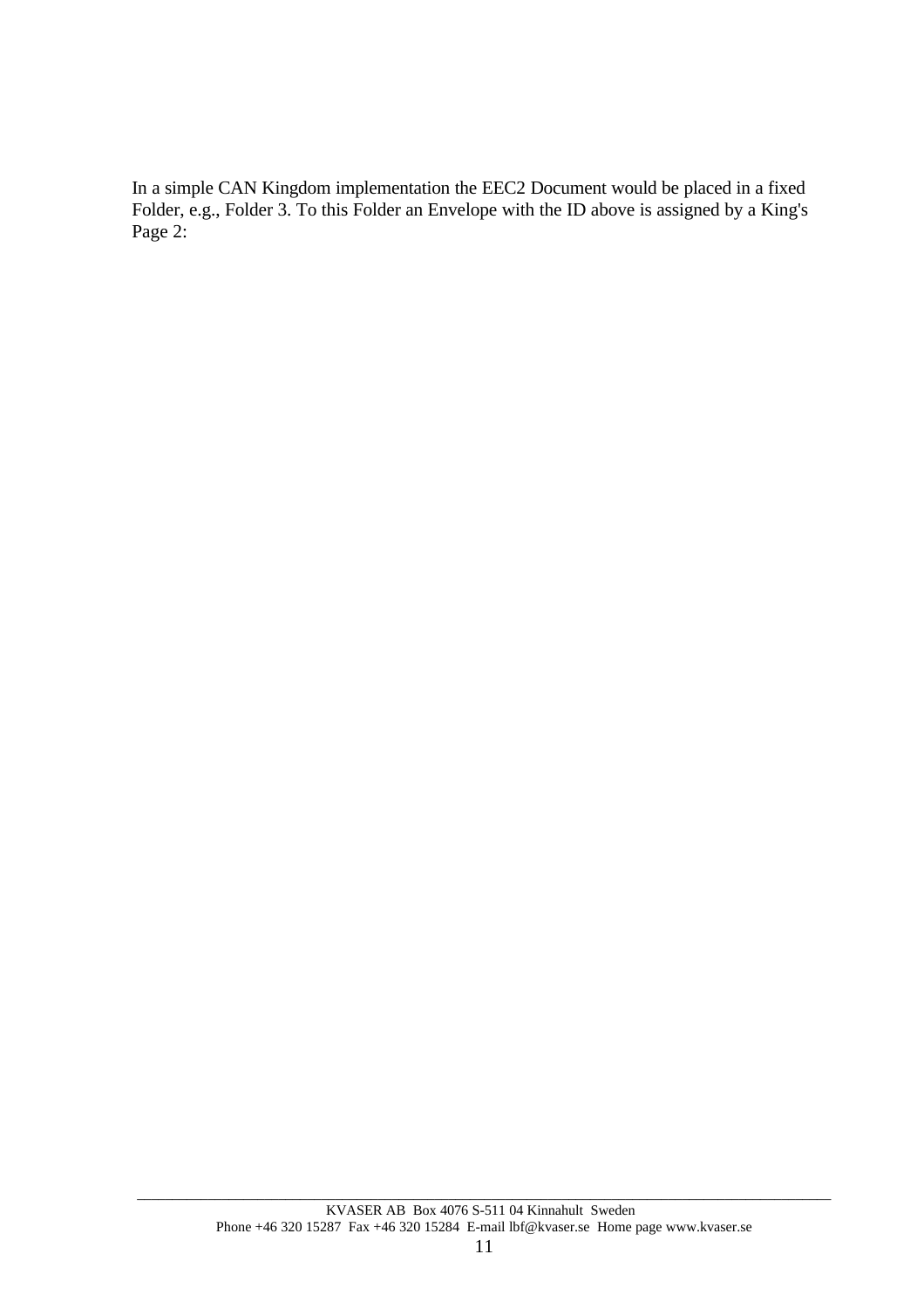In a simple CAN Kingdom implementation the EEC2 Document would be placed in a fixed Folder, e.g., Folder 3. To this Folder an Envelope with the ID above is assigned by a King's Page 2: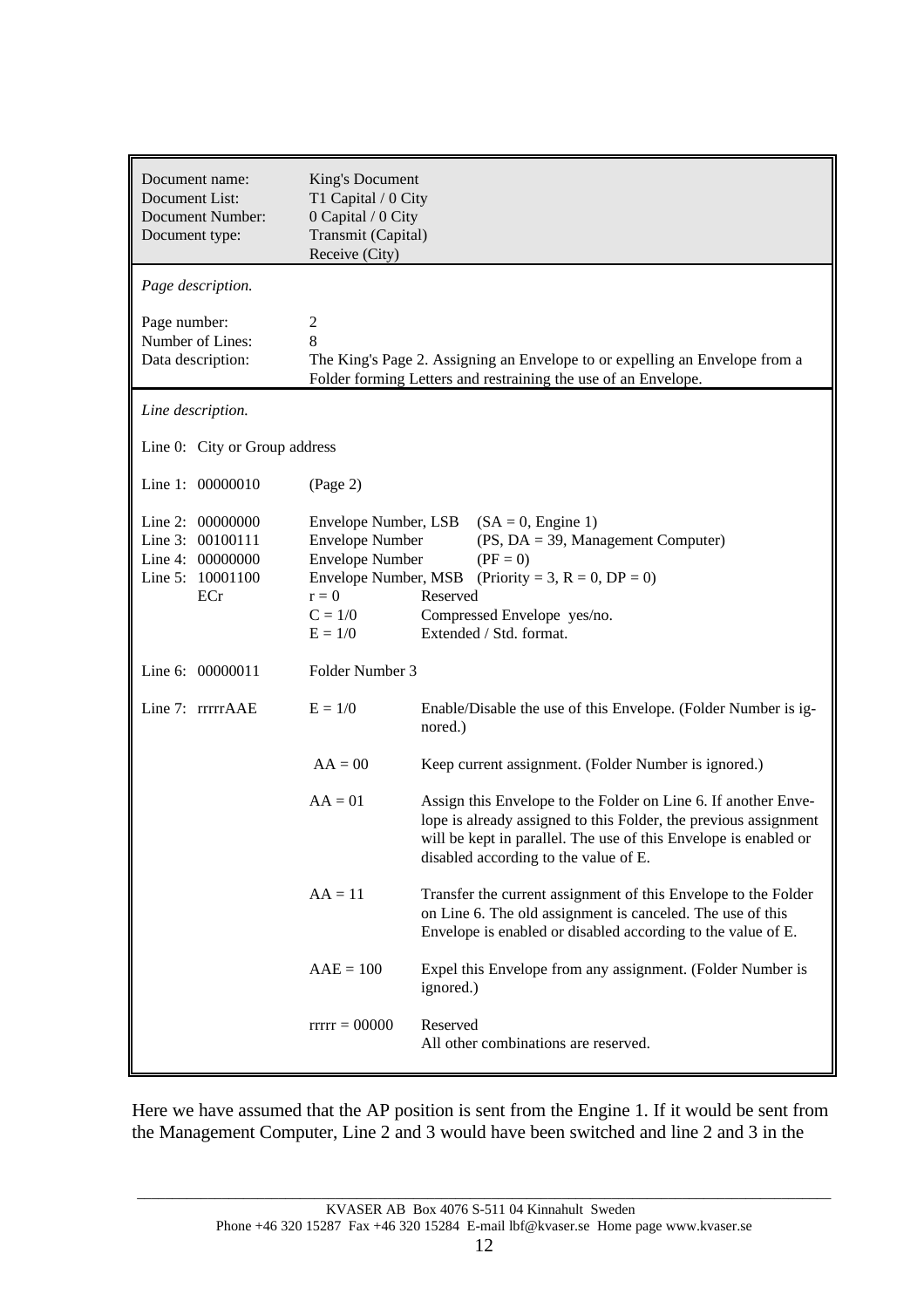| | |
|---|---|
| Document name: | King's Document |
| Document List: | T1 Capital / 0 City |
| Document Number: | 0 Capital / 0 City |
| Document type: | Transmit (Capital)<br>Receive (City) |

*Page description.*

| | |
|---|---|
| Page number: | 2 |
| Number of Lines: | 8 |
| Data description: | The King's Page 2. Assigning an Envelope to or expelling an Envelope from a Folder forming Letters and restraining the use of an Envelope. |

*Line description.*

Line 0: City or Group address

| Line | | | |
|---|---|---|---|
| Line 1: 00000010 | (Page 2) | | |
| Line 2: 00000000 | Envelope Number, LSB | | (SA = 0, Engine 1) |
| Line 3: 00100111 | Envelope Number | | (PS, DA = 39, Management Computer) |
| Line 4: 00000000 | Envelope Number | | (PF = 0) |
| Line 5: 10001100 | Envelope Number, MSB | | (Priority = 3, R = 0, DP = 0) |
| ECr | r = 0 | Reserved | |
| | C = 1/0 | Compressed Envelope yes/no. | |
| | E = 1/0 | Extended / Std. format. | |
| Line 6: 00000011 | Folder Number 3 | | |
| Line 7: rrrrrAAE | E = 1/0 | Enable/Disable the use of this Envelope. (Folder Number is ignored.) | |
| | AA = 00 | Keep current assignment. (Folder Number is ignored.) | |
| | AA = 01 | Assign this Envelope to the Folder on Line 6. If another Envelope is already assigned to this Folder, the previous assignment will be kept in parallel. The use of this Envelope is enabled or disabled according to the value of E. | |
| | AA = 11 | Transfer the current assignment of this Envelope to the Folder on Line 6. The old assignment is canceled. The use of this Envelope is enabled or disabled according to the value of E. | |
| | AAE = 100 | Expel this Envelope from any assignment. (Folder Number is ignored.) | |
| | rrrrr = 00000 | Reserved<br>All other combinations are reserved. | |

Here we have assumed that the AP position is sent from the Engine 1. If it would be sent from the Management Computer, Line 2 and 3 would have been switched and line 2 and 3 in the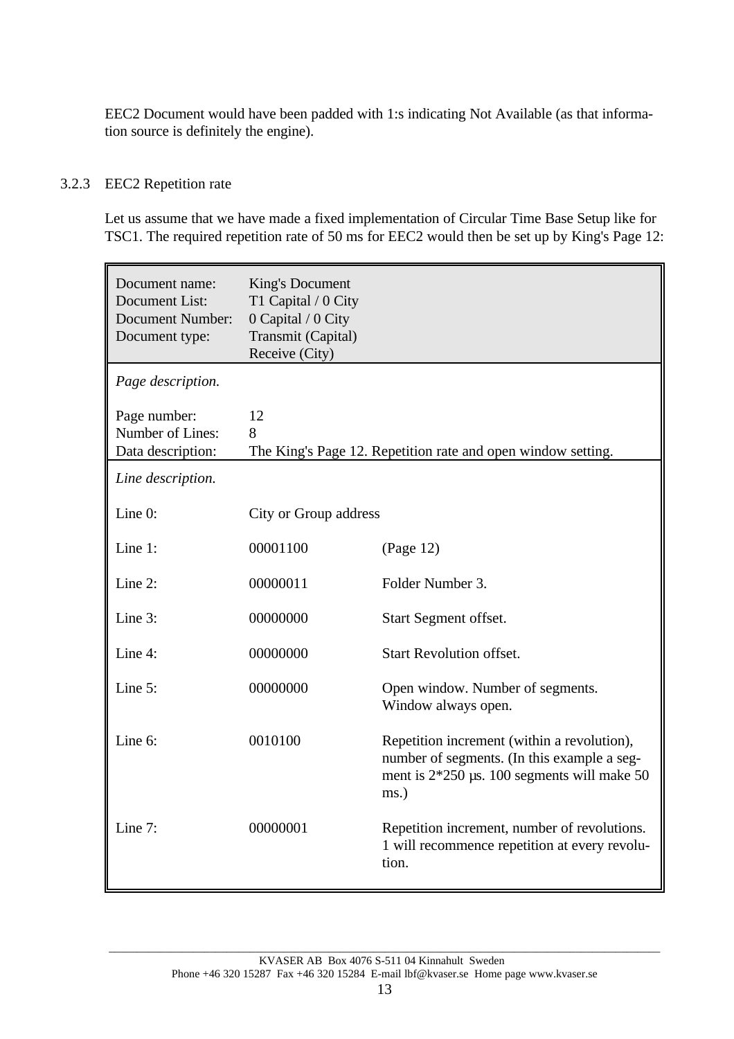EEC2 Document would have been padded with 1:s indicating Not Available (as that information source is definitely the engine).

### 3.2.3 EEC2 Repetition rate

Let us assume that we have made a fixed implementation of Circular Time Base Setup like for TSC1. The required repetition rate of 50 ms for EEC2 would then be set up by King's Page 12:

| | | |
|---|---|---|
| Document name: | King's Document | |
| Document List: | T1 Capital / 0 City | |
| Document Number: | 0 Capital / 0 City | |
| Document type: | Transmit (Capital)<br>Receive (City) | |
| *Page description.* | | |
| Page number: | 12 | |
| Number of Lines: | 8 | |
| Data description: | The King's Page 12. Repetition rate and open window setting. | |
| *Line description.* | | |
| Line 0: | City or Group address | |
| Line 1: | 00001100 | (Page 12) |
| Line 2: | 00000011 | Folder Number 3. |
| Line 3: | 00000000 | Start Segment offset. |
| Line 4: | 00000000 | Start Revolution offset. |
| Line 5: | 00000000 | Open window. Number of segments. Window always open. |
| Line 6: | 0010100 | Repetition increment (within a revolution), number of segments. (In this example a segment is 2*250 µs. 100 segments will make 50 ms.) |
| Line 7: | 00000001 | Repetition increment, number of revolutions. 1 will recommence repetition at every revolution. |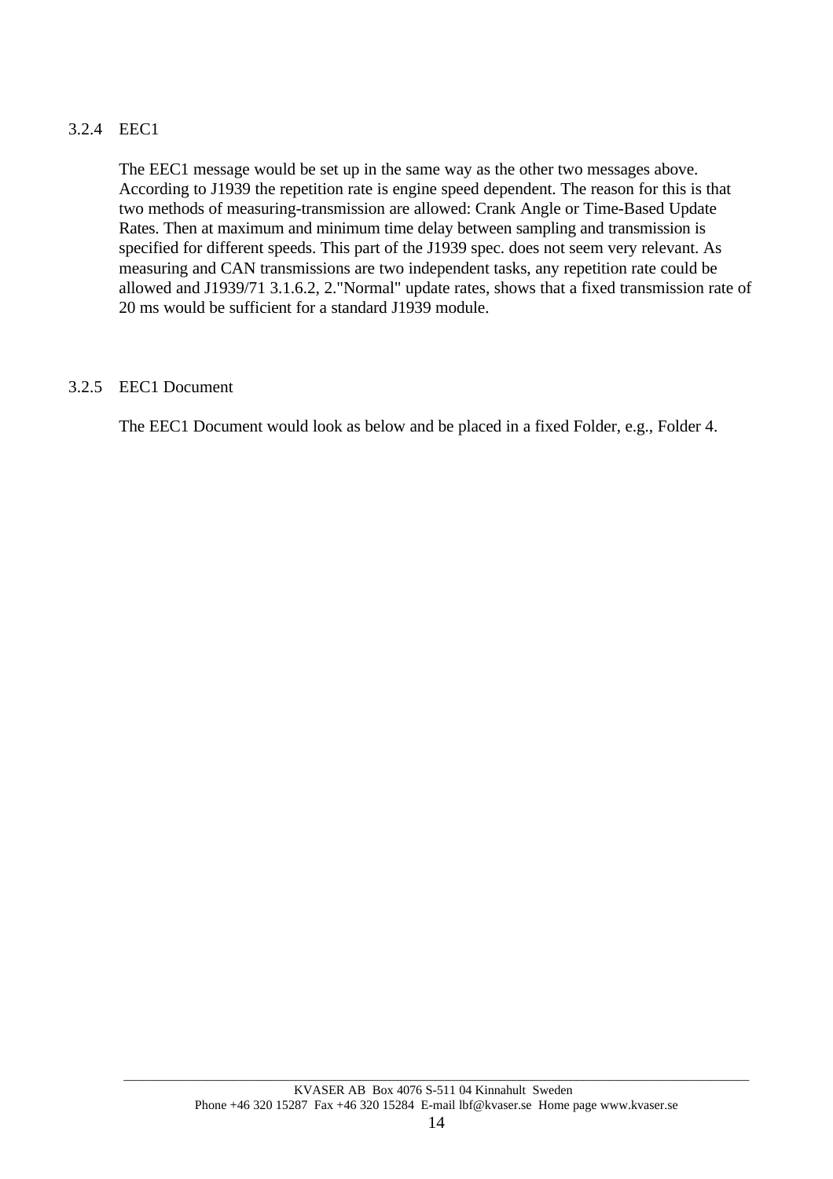### 3.2.4 EEC1

The EEC1 message would be set up in the same way as the other two messages above. According to J1939 the repetition rate is engine speed dependent. The reason for this is that two methods of measuring-transmission are allowed: Crank Angle or Time-Based Update Rates. Then at maximum and minimum time delay between sampling and transmission is specified for different speeds. This part of the J1939 spec. does not seem very relevant. As measuring and CAN transmissions are two independent tasks, any repetition rate could be allowed and J1939/71 3.1.6.2, 2."Normal" update rates, shows that a fixed transmission rate of 20 ms would be sufficient for a standard J1939 module.

### 3.2.5 EEC1 Document

The EEC1 Document would look as below and be placed in a fixed Folder, e.g., Folder 4.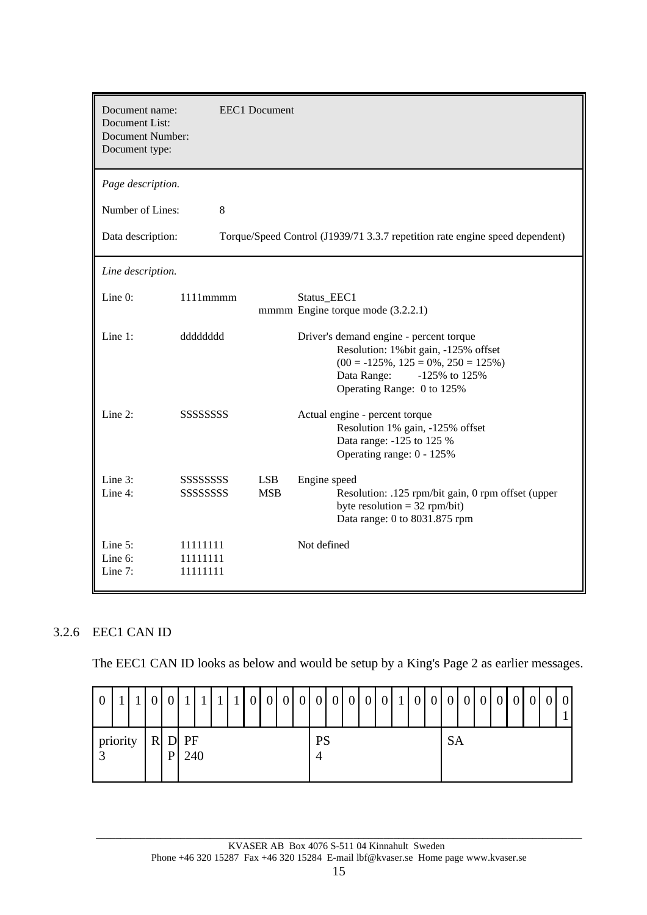| Document name: | EEC1 Document |
|---|---|
| Document List: | |
| Document Number: | |
| Document type: | |

*Page description.*

Number of Lines: 8

Data description: Torque/Speed Control (J1939/71 3.3.7 repetition rate engine speed dependent)

*Line description.*

| Line | Bits | | Description |
|---|---|---|---|
| Line 0: | 1111mmmm | | Status_EEC1 |
| | | mmmm | Engine torque mode (3.2.2.1) |
| Line 1: | dddddddd | | Driver's demand engine - percent torque<br>Resolution: 1%bit gain, -125% offset<br>(00 = -125%, 125 = 0%, 250 = 125%)<br>Data Range: -125% to 125%<br>Operating Range: 0 to 125% |
| Line 2: | SSSSSSSS | | Actual engine - percent torque<br>Resolution 1% gain, -125% offset<br>Data range: -125 to 125 %<br>Operating range: 0 - 125% |
| Line 3: | SSSSSSSS | LSB | Engine speed<br>Resolution: .125 rpm/bit gain, 0 rpm offset (upper byte resolution = 32 rpm/bit)<br>Data range: 0 to 8031.875 rpm |
| Line 4: | SSSSSSSS | MSB | |
| Line 5: | 11111111 | | Not defined |
| Line 6: | 11111111 | | |
| Line 7: | 11111111 | | |

### 3.2.6 EEC1 CAN ID

The EEC1 CAN ID looks as below and would be setup by a King's Page 2 as earlier messages.

| 0 | 1 | 1 | 0 | 0 | 1 | 1 | 1 | 1 | 0 | 0 | 0 | 0 | 0 | 0 | 0 | 0 | 0 | 1 | 0 | 0 | 0 | 0 | 0 | 0 | 0 | 0 | 0 | 01 |
|---|---|---|---|---|---|---|---|---|---|---|---|---|---|---|---|---|---|---|---|---|---|---|---|---|---|---|---|---|
| priority 3 | | | R | DP | PF 240 | | | | | | | | PS 4 | | | | | | | | SA | | | | | | | |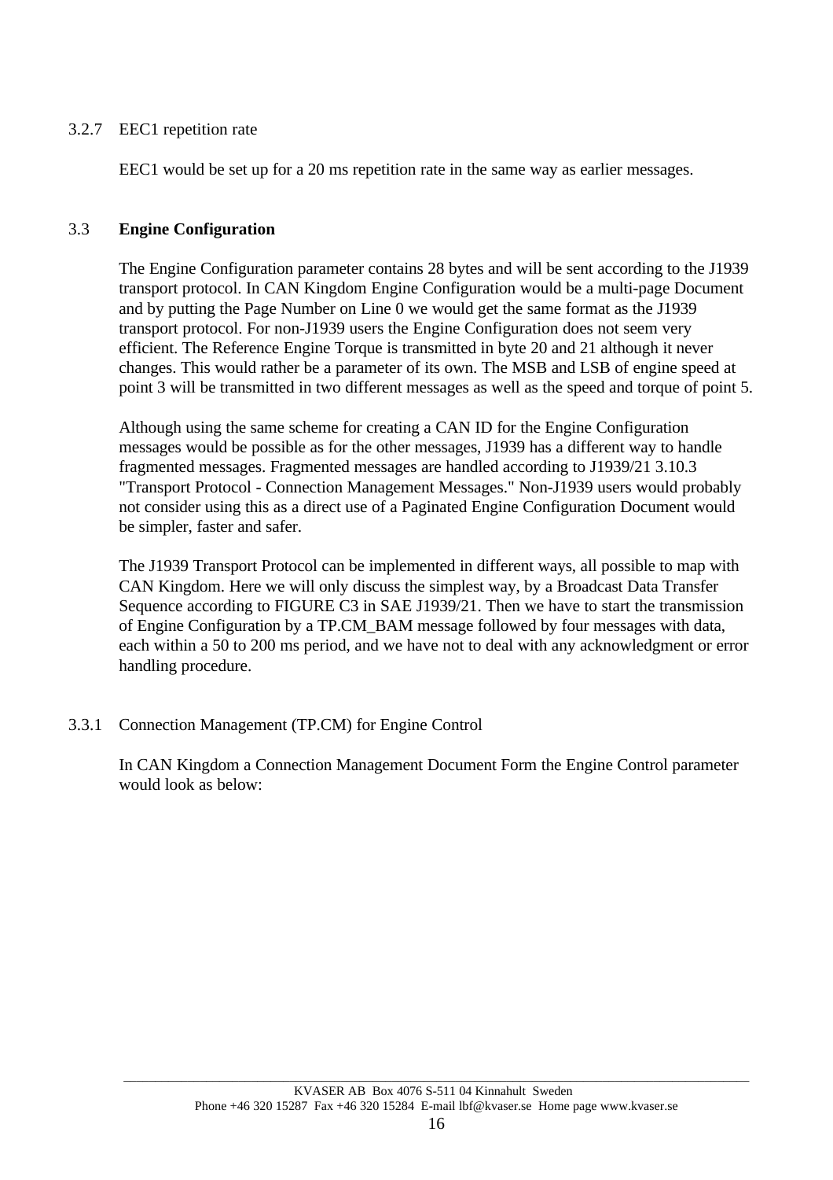### 3.2.7 EEC1 repetition rate

EEC1 would be set up for a 20 ms repetition rate in the same way as earlier messages.

## 3.3 **Engine Configuration**

The Engine Configuration parameter contains 28 bytes and will be sent according to the J1939 transport protocol. In CAN Kingdom Engine Configuration would be a multi-page Document and by putting the Page Number on Line 0 we would get the same format as the J1939 transport protocol. For non-J1939 users the Engine Configuration does not seem very efficient. The Reference Engine Torque is transmitted in byte 20 and 21 although it never changes. This would rather be a parameter of its own. The MSB and LSB of engine speed at point 3 will be transmitted in two different messages as well as the speed and torque of point 5.

Although using the same scheme for creating a CAN ID for the Engine Configuration messages would be possible as for the other messages, J1939 has a different way to handle fragmented messages. Fragmented messages are handled according to J1939/21 3.10.3 "Transport Protocol - Connection Management Messages." Non-J1939 users would probably not consider using this as a direct use of a Paginated Engine Configuration Document would be simpler, faster and safer.

The J1939 Transport Protocol can be implemented in different ways, all possible to map with CAN Kingdom. Here we will only discuss the simplest way, by a Broadcast Data Transfer Sequence according to FIGURE C3 in SAE J1939/21. Then we have to start the transmission of Engine Configuration by a TP.CM_BAM message followed by four messages with data, each within a 50 to 200 ms period, and we have not to deal with any acknowledgment or error handling procedure.

### 3.3.1 Connection Management (TP.CM) for Engine Control

In CAN Kingdom a Connection Management Document Form the Engine Control parameter would look as below: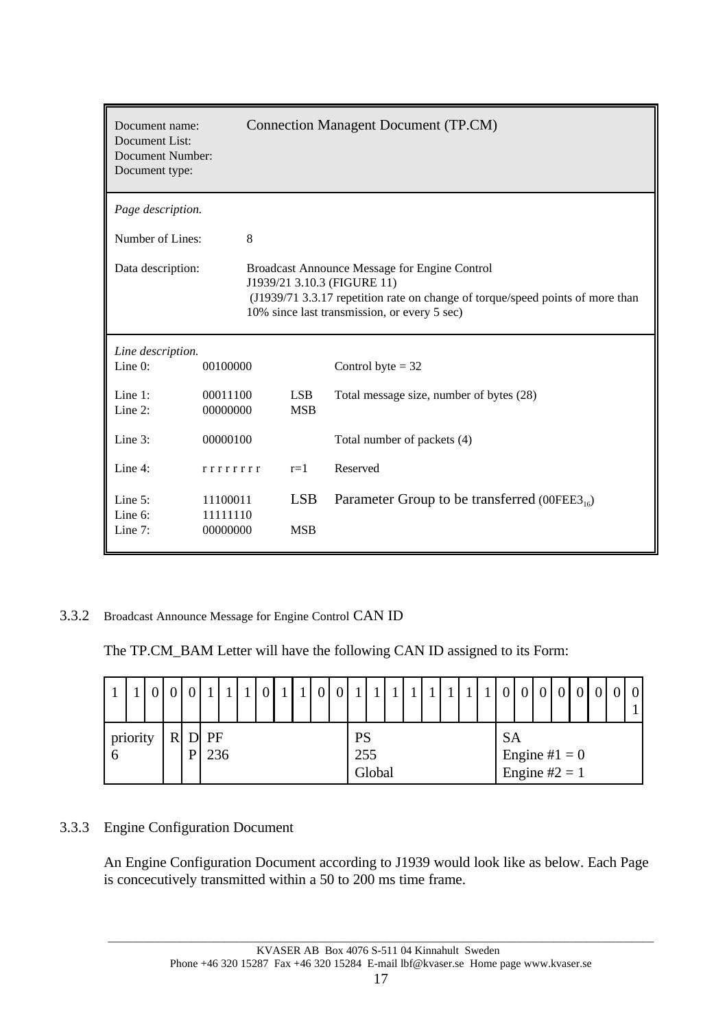| Document name:<br>Document List:<br>Document Number:<br>Document type: | Connection Managent Document (TP.CM) | | |
|---|---|---|---|
| *Page description.* | | | |
| Number of Lines: | 8 | | |
| Data description: | Broadcast Announce Message for Engine Control<br>J1939/21 3.10.3 (FIGURE 11)<br>(J1939/71 3.3.17 repetition rate on change of torque/speed points of more than 10% since last transmission, or every 5 sec) | | |
| *Line description.* | | | |
| Line 0: | 00100000 | | Control byte = 32 |
| Line 1: | 00011100 | LSB | Total message size, number of bytes (28) |
| Line 2: | 00000000 | MSB | |
| Line 3: | 00000100 | | Total number of packets (4) |
| Line 4: | r r r r r r r r | r=1 | Reserved |
| Line 5: | 11100011 | LSB | Parameter Group to be transferred ($00FEE3_{16}$) |
| Line 6: | 11111110 | | |
| Line 7: | 00000000 | MSB | |

### 3.3.2 Broadcast Announce Message for Engine Control CAN ID

The TP.CM_BAM Letter will have the following CAN ID assigned to its Form:

| 1 | 1 | 0 | 0 | 0 | 1 | 1 | 1 | 0 | 1 | 1 | 0 | 0 | 1 | 1 | 1 | 1 | 1 | 1 | 1 | 1 | 0 | 0 | 0 | 0 | 0 | 0 | 0 | 0<br>1 |
|---|---|---|---|---|---|---|---|---|---|---|---|---|---|---|---|---|---|---|---|---|---|---|---|---|---|---|---|---|
| priority<br>6 | | | R | DP | PF<br>236 | | | | | | | | PS<br>255<br>Global | | | | | | | | SA<br>Engine #1 = 0<br>Engine #2 = 1 | | | | | | | |

### 3.3.3 Engine Configuration Document

An Engine Configuration Document according to J1939 would look like as below. Each Page is concecutively transmitted within a 50 to 200 ms time frame.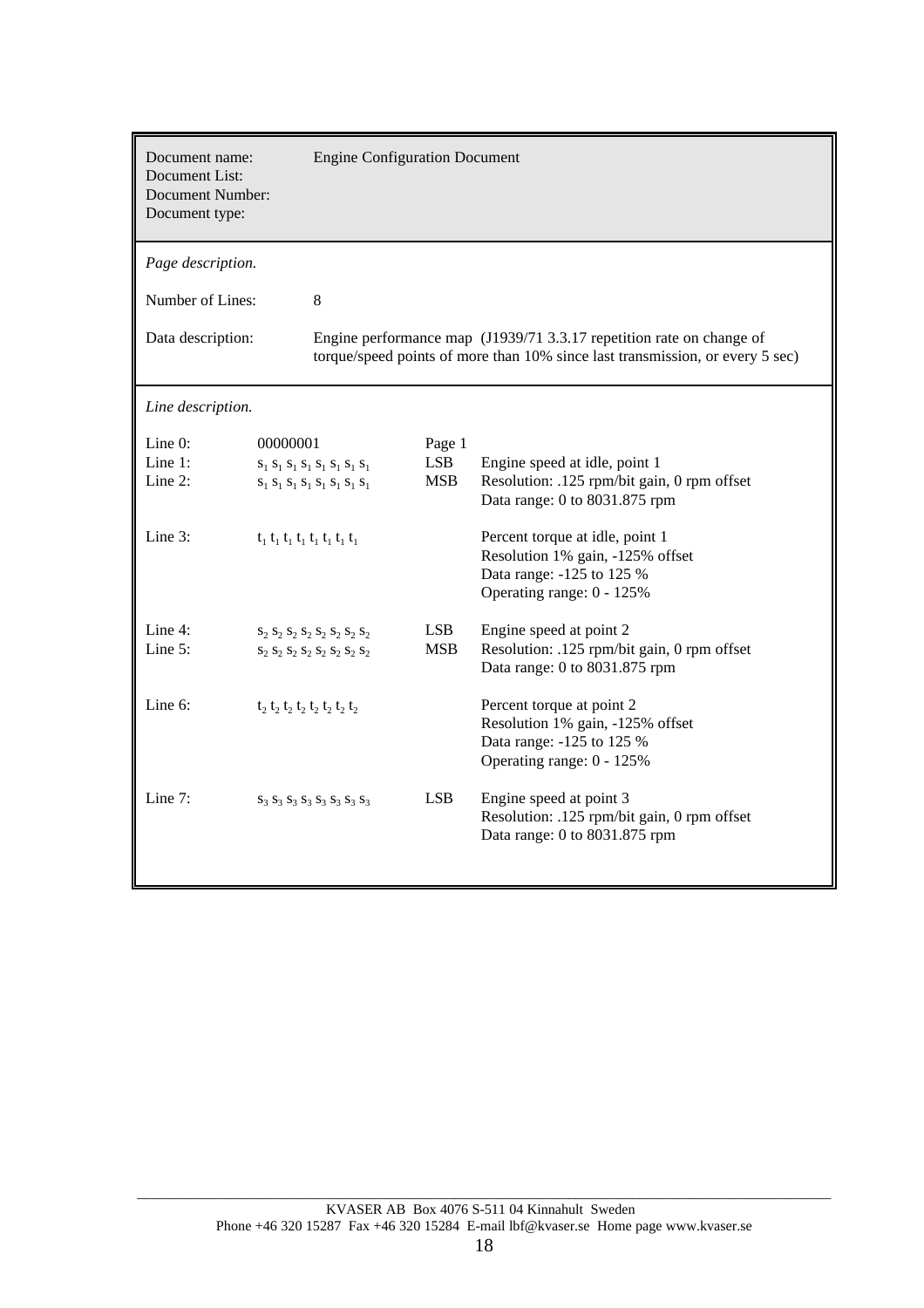| | |
|---|---|
| Document name: | Engine Configuration Document |
| Document List: | |
| Document Number: | |
| Document type: | |

*Page description.*

Number of Lines: 8

Data description: Engine performance map (J1939/71 3.3.17 repetition rate on change of torque/speed points of more than 10% since last transmission, or every 5 sec)

*Line description.*

| Line | Data | | Description |
|---|---|---|---|
| Line 0: | 00000001 | Page 1 | |
| Line 1: | $s_1\ s_1\ s_1\ s_1\ s_1\ s_1\ s_1\ s_1$ | LSB | Engine speed at idle, point 1 |
| Line 2: | $s_1\ s_1\ s_1\ s_1\ s_1\ s_1\ s_1\ s_1$ | MSB | Resolution: .125 rpm/bit gain, 0 rpm offset<br>Data range: 0 to 8031.875 rpm |
| Line 3: | $t_1\ t_1\ t_1\ t_1\ t_1\ t_1\ t_1\ t_1$ | | Percent torque at idle, point 1<br>Resolution 1% gain, -125% offset<br>Data range: -125 to 125 %<br>Operating range: 0 - 125% |
| Line 4: | $s_2\ s_2\ s_2\ s_2\ s_2\ s_2\ s_2\ s_2$ | LSB | Engine speed at point 2 |
| Line 5: | $s_2\ s_2\ s_2\ s_2\ s_2\ s_2\ s_2\ s_2$ | MSB | Resolution: .125 rpm/bit gain, 0 rpm offset<br>Data range: 0 to 8031.875 rpm |
| Line 6: | $t_2\ t_2\ t_2\ t_2\ t_2\ t_2\ t_2\ t_2$ | | Percent torque at point 2<br>Resolution 1% gain, -125% offset<br>Data range: -125 to 125 %<br>Operating range: 0 - 125% |
| Line 7: | $s_3\ s_3\ s_3\ s_3\ s_3\ s_3\ s_3\ s_3$ | LSB | Engine speed at point 3<br>Resolution: .125 rpm/bit gain, 0 rpm offset<br>Data range: 0 to 8031.875 rpm |

KVASER AB Box 4076 S-511 04 Kinnahult Sweden
Phone +46 320 15287 Fax +46 320 15284 E-mail lbf@kvaser.se Home page www.kvaser.se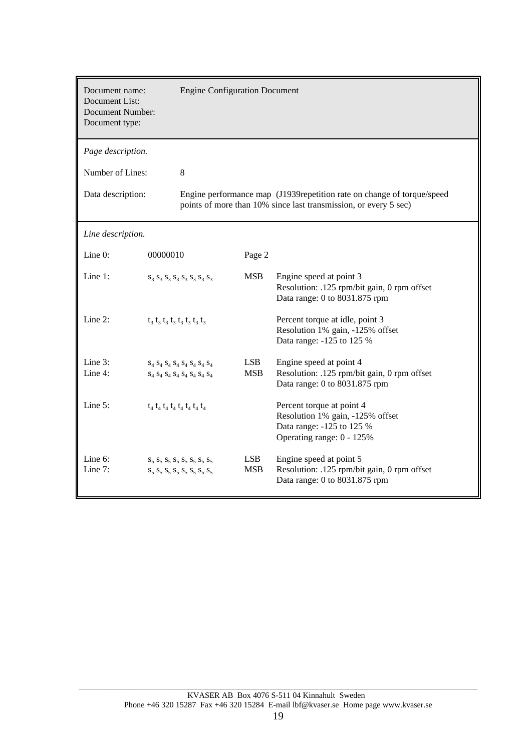| Document name: | Engine Configuration Document |
|---|---|
| Document List: | |
| Document Number: | |
| Document type: | |

*Page description.*

| | |
|---|---|
| Number of Lines: | 8 |
| Data description: | Engine performance map (J1939repetition rate on change of torque/speed points of more than 10% since last transmission, or every 5 sec) |

*Line description.*

| Line | Bits | | Description |
|---|---|---|---|
| Line 0: | 00000010 | Page 2 | |
| Line 1: | $s_3\ s_3\ s_3\ s_3\ s_3\ s_3\ s_3\ s_3$ | MSB | Engine speed at point 3<br>Resolution: .125 rpm/bit gain, 0 rpm offset<br>Data range: 0 to 8031.875 rpm |
| Line 2: | $t_3\ t_3\ t_3\ t_3\ t_3\ t_3\ t_3\ t_3$ | | Percent torque at idle, point 3<br>Resolution 1% gain, -125% offset<br>Data range: -125 to 125 % |
| Line 3:<br>Line 4: | $s_4\ s_4\ s_4\ s_4\ s_4\ s_4\ s_4\ s_4$<br>$s_4\ s_4\ s_4\ s_4\ s_4\ s_4\ s_4\ s_4$ | LSB<br>MSB | Engine speed at point 4<br>Resolution: .125 rpm/bit gain, 0 rpm offset<br>Data range: 0 to 8031.875 rpm |
| Line 5: | $t_4\ t_4\ t_4\ t_4\ t_4\ t_4\ t_4\ t_4$ | | Percent torque at point 4<br>Resolution 1% gain, -125% offset<br>Data range: -125 to 125 %<br>Operating range: 0 - 125% |
| Line 6:<br>Line 7: | $s_5\ s_5\ s_5\ s_5\ s_5\ s_5\ s_5\ s_5$<br>$s_5\ s_5\ s_5\ s_5\ s_5\ s_5\ s_5\ s_5$ | LSB<br>MSB | Engine speed at point 5<br>Resolution: .125 rpm/bit gain, 0 rpm offset<br>Data range: 0 to 8031.875 rpm |

KVASER AB Box 4076 S-511 04 Kinnahult Sweden
Phone +46 320 15287 Fax +46 320 15284 E-mail lbf@kvaser.se Home page www.kvaser.se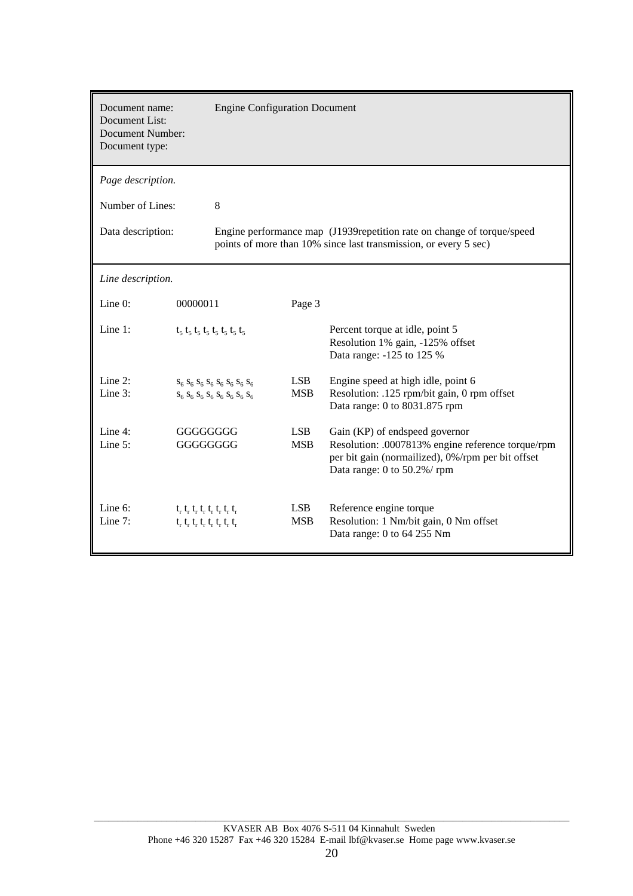| | |
|---|---|
| Document name:<br>Document List:<br>Document Number:<br>Document type: | Engine Configuration Document |

*Page description.*

Number of Lines: 8

Data description: Engine performance map (J1939repetition rate on change of torque/speed points of more than 10% since last transmission, or every 5 sec)

*Line description.*

| Line | Bits | | Description |
|---|---|---|---|
| Line 0: | 00000011 | Page 3 | |
| Line 1: | $t_5$ $t_5$ $t_5$ $t_5$ $t_5$ $t_5$ $t_5$ $t_5$ | | Percent torque at idle, point 5<br>Resolution 1% gain, -125% offset<br>Data range: -125 to 125 % |
| Line 2:<br>Line 3: | $s_6$ $s_6$ $s_6$ $s_6$ $s_6$ $s_6$ $s_6$ $s_6$<br>$s_6$ $s_6$ $s_6$ $s_6$ $s_6$ $s_6$ $s_6$ $s_6$ | LSB<br>MSB | Engine speed at high idle, point 6<br>Resolution: .125 rpm/bit gain, 0 rpm offset<br>Data range: 0 to 8031.875 rpm |
| Line 4:<br>Line 5: | GGGGGGGG<br>GGGGGGGG | LSB<br>MSB | Gain (KP) of endspeed governor<br>Resolution: .0007813% engine reference torque/rpm per bit gain (normailized), 0%/rpm per bit offset<br>Data range: 0 to 50.2%/ rpm |
| Line 6:<br>Line 7: | $t_r$ $t_r$ $t_r$ $t_r$ $t_r$ $t_r$ $t_r$ $t_r$<br>$t_r$ $t_r$ $t_r$ $t_r$ $t_r$ $t_r$ $t_r$ $t_r$ | LSB<br>MSB | Reference engine torque<br>Resolution: 1 Nm/bit gain, 0 Nm offset<br>Data range: 0 to 64 255 Nm |

KVASER AB Box 4076 S-511 04 Kinnahult Sweden
Phone +46 320 15287 Fax +46 320 15284 E-mail lbf@kvaser.se Home page www.kvaser.se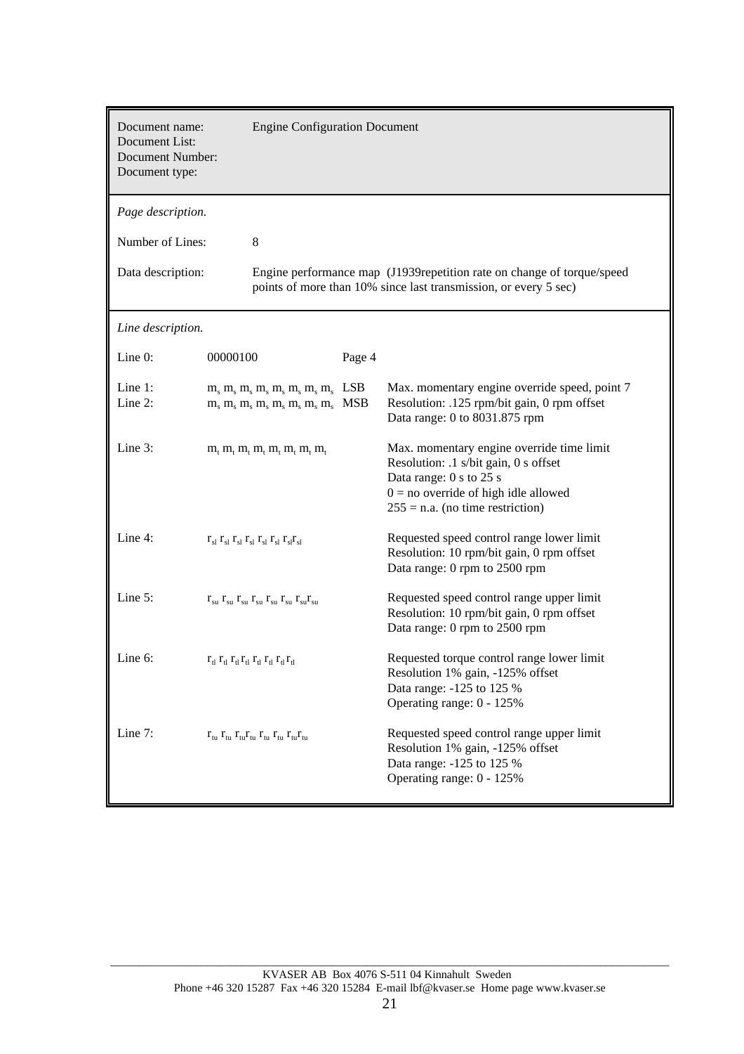| | |
|---|---|
| Document name:<br>Document List:<br>Document Number:<br>Document type: | Engine Configuration Document |

*Page description.*

| | |
|---|---|
| Number of Lines: | 8 |
| Data description: | Engine performance map (J1939repetition rate on change of torque/speed points of more than 10% since last transmission, or every 5 sec) |

*Line description.*

| Line | Bits | | Description |
|---|---|---|---|
| Line 0: | 00000100 | Page 4 | |
| Line 1:<br>Line 2: | $m_s$ $m_s$ $m_s$ $m_s$ $m_s$ $m_s$ $m_s$ $m_s$<br>$m_s$ $m_s$ $m_s$ $m_s$ $m_s$ $m_s$ $m_s$ $m_s$ | LSB<br>MSB | Max. momentary engine override speed, point 7<br>Resolution: .125 rpm/bit gain, 0 rpm offset<br>Data range: 0 to 8031.875 rpm |
| Line 3: | $m_t$ $m_t$ $m_t$ $m_t$ $m_t$ $m_t$ $m_t$ $m_t$ | | Max. momentary engine override time limit<br>Resolution: .1 s/bit gain, 0 s offset<br>Data range: 0 s to 25 s<br>0 = no override of high idle allowed<br>255 = n.a. (no time restriction) |
| Line 4: | $r_{sl}$ $r_{sl}$ $r_{sl}$ $r_{sl}$ $r_{sl}$ $r_{sl}$ $r_{sl}$ $r_{sl}$ | | Requested speed control range lower limit<br>Resolution: 10 rpm/bit gain, 0 rpm offset<br>Data range: 0 rpm to 2500 rpm |
| Line 5: | $r_{su}$ $r_{su}$ $r_{su}$ $r_{su}$ $r_{su}$ $r_{su}$ $r_{su}$ $r_{su}$ | | Requested speed control range upper limit<br>Resolution: 10 rpm/bit gain, 0 rpm offset<br>Data range: 0 rpm to 2500 rpm |
| Line 6: | $r_{tl}$ $r_{tl}$ $r_{tl}$ $r_{tl}$ $r_{tl}$ $r_{tl}$ $r_{tl}$ $r_{tl}$ | | Requested torque control range lower limit<br>Resolution 1% gain, -125% offset<br>Data range: -125 to 125 %<br>Operating range: 0 - 125% |
| Line 7: | $r_{tu}$ $r_{tu}$ $r_{tu}$ $r_{tu}$ $r_{tu}$ $r_{tu}$ $r_{tu}$ $r_{tu}$ | | Requested speed control range upper limit<br>Resolution 1% gain, -125% offset<br>Data range: -125 to 125 %<br>Operating range: 0 - 125% |

KVASER AB Box 4076 S-511 04 Kinnahult Sweden
Phone +46 320 15287 Fax +46 320 15284 E-mail lbf@kvaser.se Home page www.kvaser.se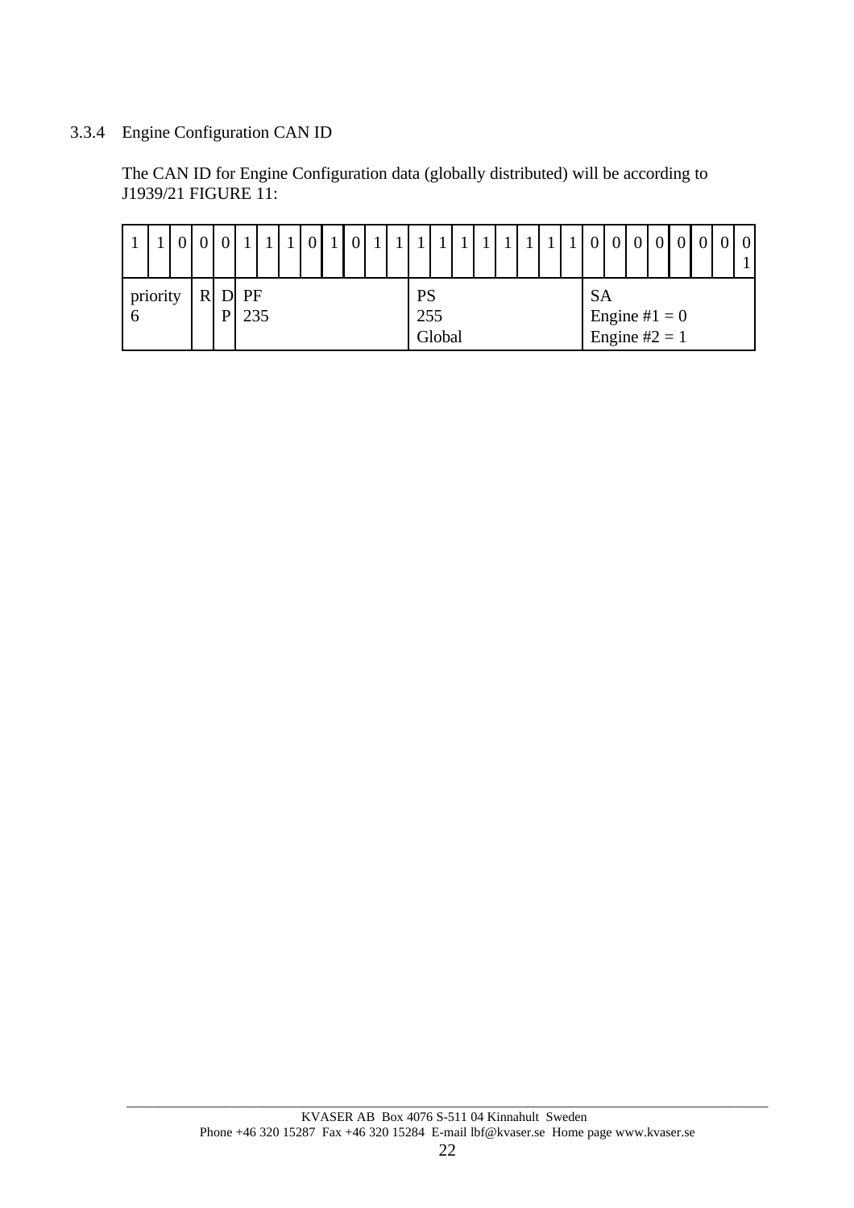### 3.3.4 Engine Configuration CAN ID

The CAN ID for Engine Configuration data (globally distributed) will be according to J1939/21 FIGURE 11:

| 1 | 1 | 0 | 0 | 0 | 1 | 1 | 1 | 0 | 1 | 0 | 1 | 1 | 1 | 1 | 1 | 1 | 1 | 1 | 1 | 1 | 0 | 0 | 0 | 0 | 0 | 0 | 0 | 0 1 |
|---|---|---|---|---|---|---|---|---|---|---|---|---|---|---|---|---|---|---|---|---|---|---|---|---|---|---|---|---|
| priority 6 | | | R | DP | PF 235 | | | | | | | | PS 255 Global | | | | | | | | SA Engine #1 = 0 Engine #2 = 1 | | | | | | | |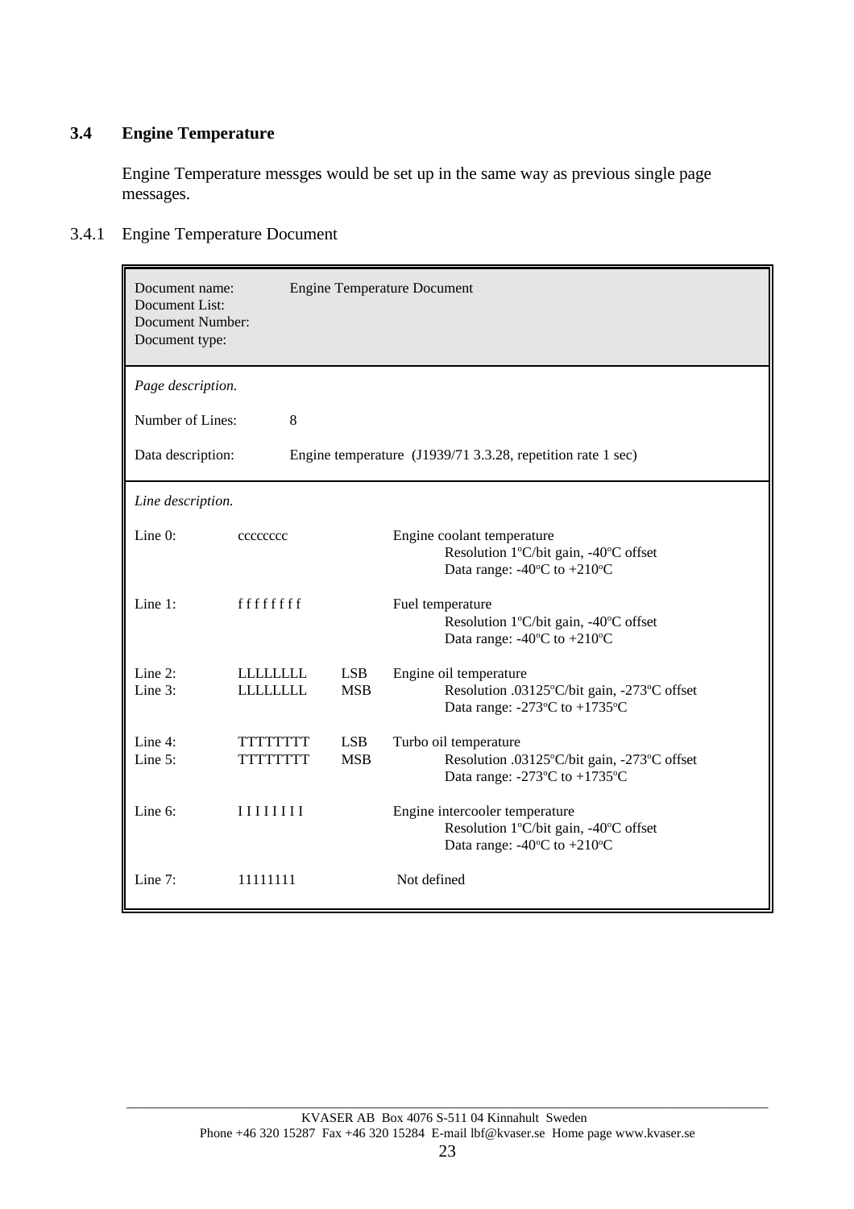### 3.4 Engine Temperature

Engine Temperature messges would be set up in the same way as previous single page messages.

#### 3.4.1 Engine Temperature Document

| | |
|---|---|
| Document name:<br>Document List:<br>Document Number:<br>Document type: | Engine Temperature Document |

*Page description.*

Number of Lines: 8

Data description: Engine temperature (J1939/71 3.3.28, repetition rate 1 sec)

*Line description.*

| Line | Bits | | Description |
|---|---|---|---|
| Line 0: | cccccccc | | Engine coolant temperature<br>Resolution 1ºC/bit gain, -40ºC offset<br>Data range: -40ºC to +210ºC |
| Line 1: | f f f f f f f f | | Fuel temperature<br>Resolution 1ºC/bit gain, -40ºC offset<br>Data range: -40ºC to +210ºC |
| Line 2:<br>Line 3: | LLLLLLLL<br>LLLLLLLL | LSB<br>MSB | Engine oil temperature<br>Resolution .03125ºC/bit gain, -273ºC offset<br>Data range: -273ºC to +1735ºC |
| Line 4:<br>Line 5: | TTTTTTTT<br>TTTTTTTT | LSB<br>MSB | Turbo oil temperature<br>Resolution .03125ºC/bit gain, -273ºC offset<br>Data range: -273ºC to +1735ºC |
| Line 6: | I I I I I I I I | | Engine intercooler temperature<br>Resolution 1ºC/bit gain, -40ºC offset<br>Data range: -40ºC to +210ºC |
| Line 7: | 11111111 | | Not defined |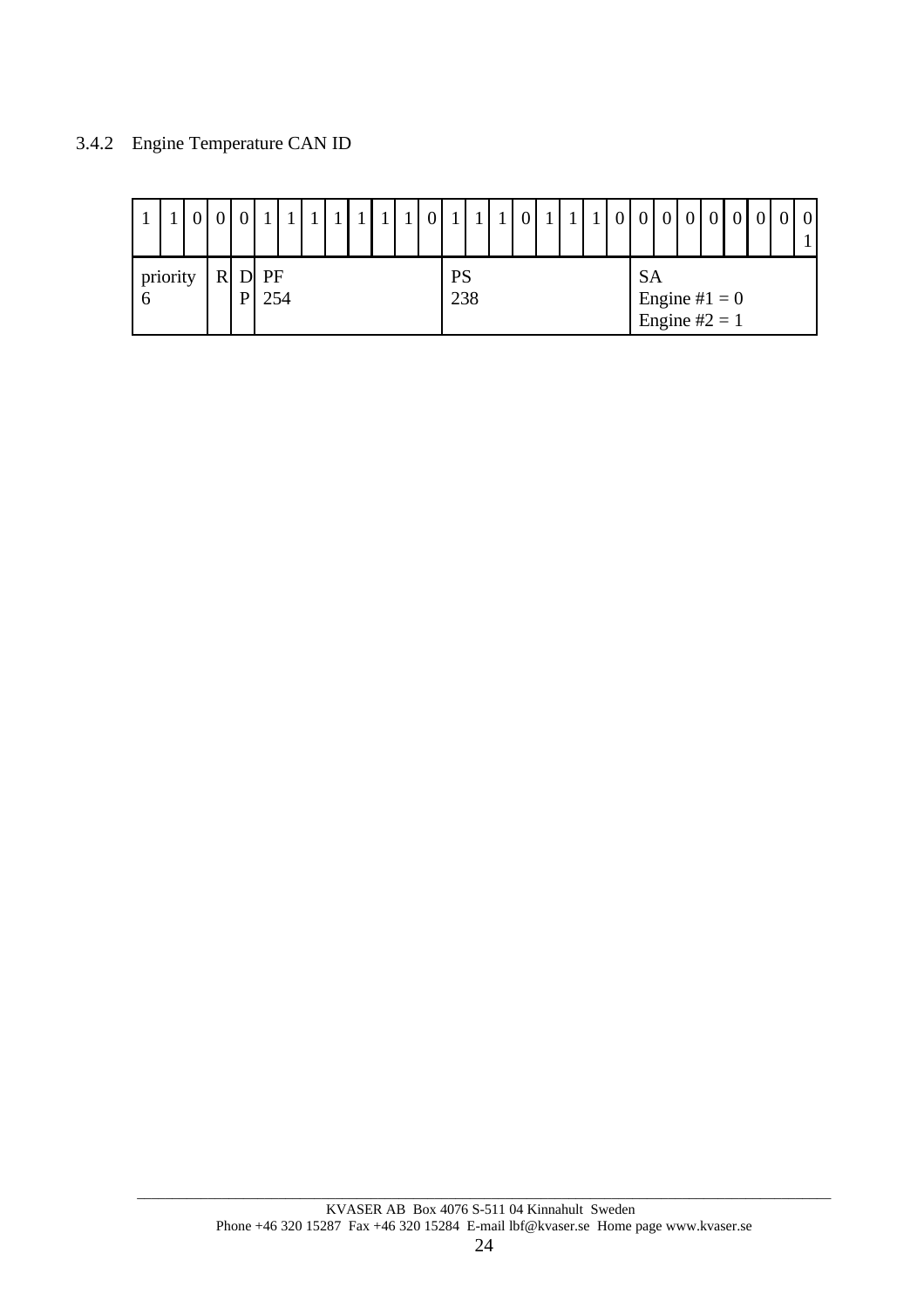### 3.4.2 Engine Temperature CAN ID

| 1 | 1 | 0 | 0 | 0 | 1 | 1 | 1 | 1 | 1 | 1 | 1 | 0 | 1 | 1 | 1 | 0 | 1 | 1 | 1 | 0 | 0 | 0 | 0 | 0 | 0 | 0 | 0 | 0 1 |
|---|---|---|---|---|---|---|---|---|---|---|---|---|---|---|---|---|---|---|---|---|---|---|---|---|---|---|---|---|
| priority 6 | | | R | DP | PF 254 | | | | | | | | PS 238 | | | | | | | | SA Engine #1 = 0 Engine #2 = 1 | | | | | | | |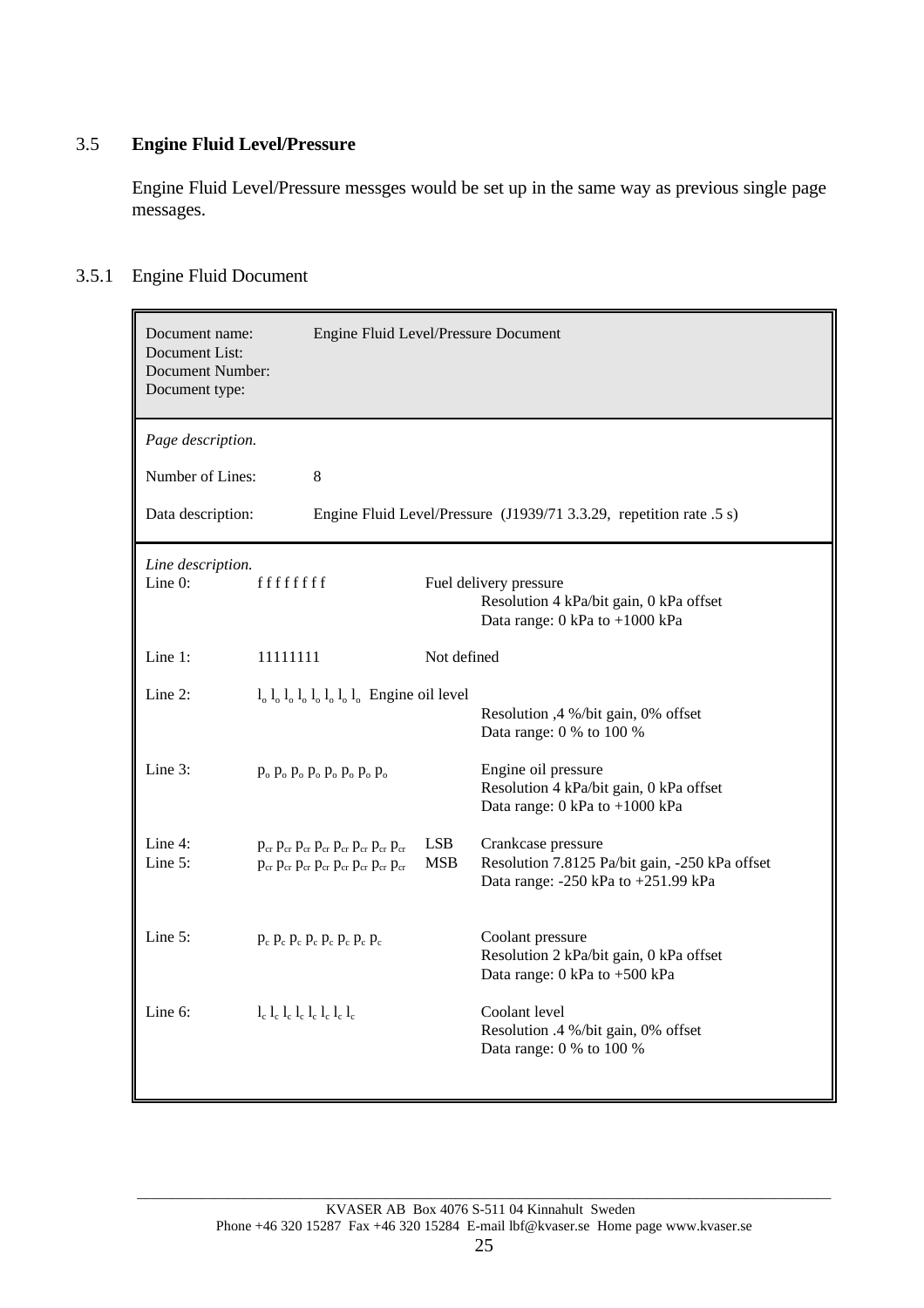## 3.5 **Engine Fluid Level/Pressure**

Engine Fluid Level/Pressure messges would be set up in the same way as previous single page messages.

### 3.5.1 Engine Fluid Document

| | |
|---|---|
| Document name:<br>Document List:<br>Document Number:<br>Document type: | Engine Fluid Level/Pressure Document |

*Page description.*

Number of Lines: 8

Data description: Engine Fluid Level/Pressure (J1939/71 3.3.29, repetition rate .5 s)

*Line description.*

| Line | Bits | | Description |
|---|---|---|---|
| Line 0: | f f f f f f f f | | Fuel delivery pressure<br>Resolution 4 kPa/bit gain, 0 kPa offset<br>Data range: 0 kPa to +1000 kPa |
| Line 1: | 11111111 | | Not defined |
| Line 2: | $l_o$ $l_o$ $l_o$ $l_o$ $l_o$ $l_o$ $l_o$ $l_o$ | | Engine oil level<br>Resolution ,4 %/bit gain, 0% offset<br>Data range: 0 % to 100 % |
| Line 3: | $p_o$ $p_o$ $p_o$ $p_o$ $p_o$ $p_o$ $p_o$ $p_o$ | | Engine oil pressure<br>Resolution 4 kPa/bit gain, 0 kPa offset<br>Data range: 0 kPa to +1000 kPa |
| Line 4:<br>Line 5: | $p_{cr}$ $p_{cr}$ $p_{cr}$ $p_{cr}$ $p_{cr}$ $p_{cr}$ $p_{cr}$ $p_{cr}$<br>$p_{cr}$ $p_{cr}$ $p_{cr}$ $p_{cr}$ $p_{cr}$ $p_{cr}$ $p_{cr}$ $p_{cr}$ | LSB<br>MSB | Crankcase pressure<br>Resolution 7.8125 Pa/bit gain, -250 kPa offset<br>Data range: -250 kPa to +251.99 kPa |
| Line 5: | $p_c$ $p_c$ $p_c$ $p_c$ $p_c$ $p_c$ $p_c$ $p_c$ | | Coolant pressure<br>Resolution 2 kPa/bit gain, 0 kPa offset<br>Data range: 0 kPa to +500 kPa |
| Line 6: | $l_c$ $l_c$ $l_c$ $l_c$ $l_c$ $l_c$ $l_c$ $l_c$ | | Coolant level<br>Resolution .4 %/bit gain, 0% offset<br>Data range: 0 % to 100 % |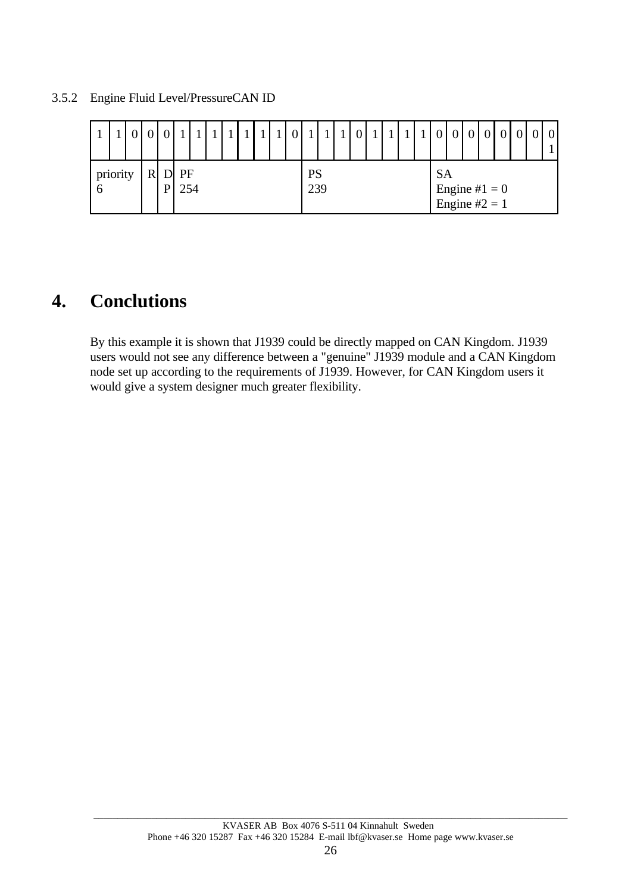3.5.2 Engine Fluid Level/PressureCAN ID

| | | | | | | | | | | | | | | | | | | | | | | | | | | | | |
|---|---|---|---|---|---|---|---|---|---|---|---|---|---|---|---|---|---|---|---|---|---|---|---|---|---|---|---|---|
| 1 | 1 | 0 | 0 | 0 | 1 | 1 | 1 | 1 | 1 | 1 | 1 | 0 | 1 | 1 | 1 | 0 | 1 | 1 | 1 | 1 | 0 | 0 | 0 | 0 | 0 | 0 | 0 | 0 1 |
| priority 6 | | | R | DP | PF 254 | | | | | | | | PS 239 | | | | | | | | SA Engine #1 = 0 Engine #2 = 1 | | | | | | | |

# 4. Conclutions

By this example it is shown that J1939 could be directly mapped on CAN Kingdom. J1939 users would not see any difference between a "genuine" J1939 module and a CAN Kingdom node set up according to the requirements of J1939. However, for CAN Kingdom users it would give a system designer much greater flexibility.